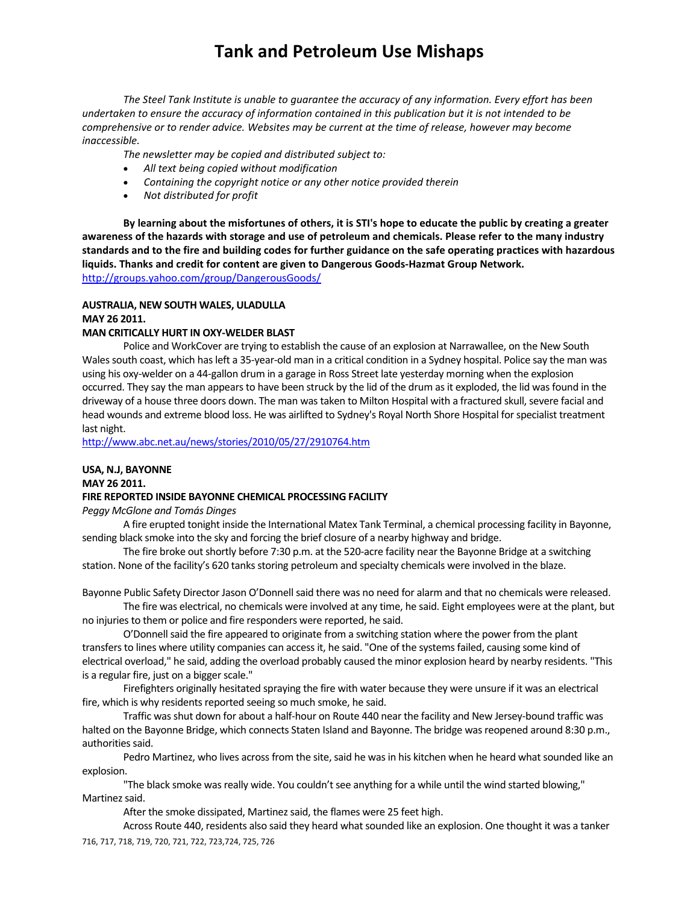# Tank and Petroleum Use Mishaps

*The Steel Tank Institute is unable to guarantee the accuracy of any information. Every effort has been undertaken to ensure the accuracy of information contained in this publication but it is not intended to be comprehensive or to render advice. Websites may be current at the time of release, however may become inaccessible.*

*The newsletter may be copied and distributed subject to:*

- *All text being copied without modification*
- *Containing the copyright notice or any other notice provided therein*
- *Not distributed for profit*

**By learning about the misfortunes of others, it is STI's hope to educate the public by creating a greater awareness of the hazards with storage and use of petroleum and chemicals. Please refer to the many industry standards and to the fire and building codes for further guidance on the safe operating practices with hazardous liquids. Thanks and credit for content are given to Dangerous Goods-Hazmat Group Network.**
http://groups.yahoo.com/group/DangerousGoods/

**AUSTRALIA, NEW SOUTH WALES, ULADULLA**
**MAY 26 2011.**
**MAN CRITICALLY HURT IN OXY-WELDER BLAST**

Police and WorkCover are trying to establish the cause of an explosion at Narrawallee, on the New South Wales south coast, which has left a 35-year-old man in a critical condition in a Sydney hospital. Police say the man was using his oxy-welder on a 44-gallon drum in a garage in Ross Street late yesterday morning when the explosion occurred. They say the man appears to have been struck by the lid of the drum as it exploded, the lid was found in the driveway of a house three doors down. The man was taken to Milton Hospital with a fractured skull, severe facial and head wounds and extreme blood loss. He was airlifted to Sydney's Royal North Shore Hospital for specialist treatment last night.
http://www.abc.net.au/news/stories/2010/05/27/2910764.htm

**USA, N.J, BAYONNE**
**MAY 26 2011.**
**FIRE REPORTED INSIDE BAYONNE CHEMICAL PROCESSING FACILITY**
*Peggy McGlone and Tomás Dinges*

A fire erupted tonight inside the International Matex Tank Terminal, a chemical processing facility in Bayonne, sending black smoke into the sky and forcing the brief closure of a nearby highway and bridge.

The fire broke out shortly before 7:30 p.m. at the 520-acre facility near the Bayonne Bridge at a switching station. None of the facility's 620 tanks storing petroleum and specialty chemicals were involved in the blaze.

Bayonne Public Safety Director Jason O'Donnell said there was no need for alarm and that no chemicals were released.

The fire was electrical, no chemicals were involved at any time, he said. Eight employees were at the plant, but no injuries to them or police and fire responders were reported, he said.

O'Donnell said the fire appeared to originate from a switching station where the power from the plant transfers to lines where utility companies can access it, he said. "One of the systems failed, causing some kind of electrical overload," he said, adding the overload probably caused the minor explosion heard by nearby residents. "This is a regular fire, just on a bigger scale."

Firefighters originally hesitated spraying the fire with water because they were unsure if it was an electrical fire, which is why residents reported seeing so much smoke, he said.

Traffic was shut down for about a half-hour on Route 440 near the facility and New Jersey-bound traffic was halted on the Bayonne Bridge, which connects Staten Island and Bayonne. The bridge was reopened around 8:30 p.m., authorities said.

Pedro Martinez, who lives across from the site, said he was in his kitchen when he heard what sounded like an explosion.

"The black smoke was really wide. You couldn't see anything for a while until the wind started blowing," Martinez said.

After the smoke dissipated, Martinez said, the flames were 25 feet high.

Across Route 440, residents also said they heard what sounded like an explosion. One thought it was a tanker

716, 717, 718, 719, 720, 721, 722, 723,724, 725, 726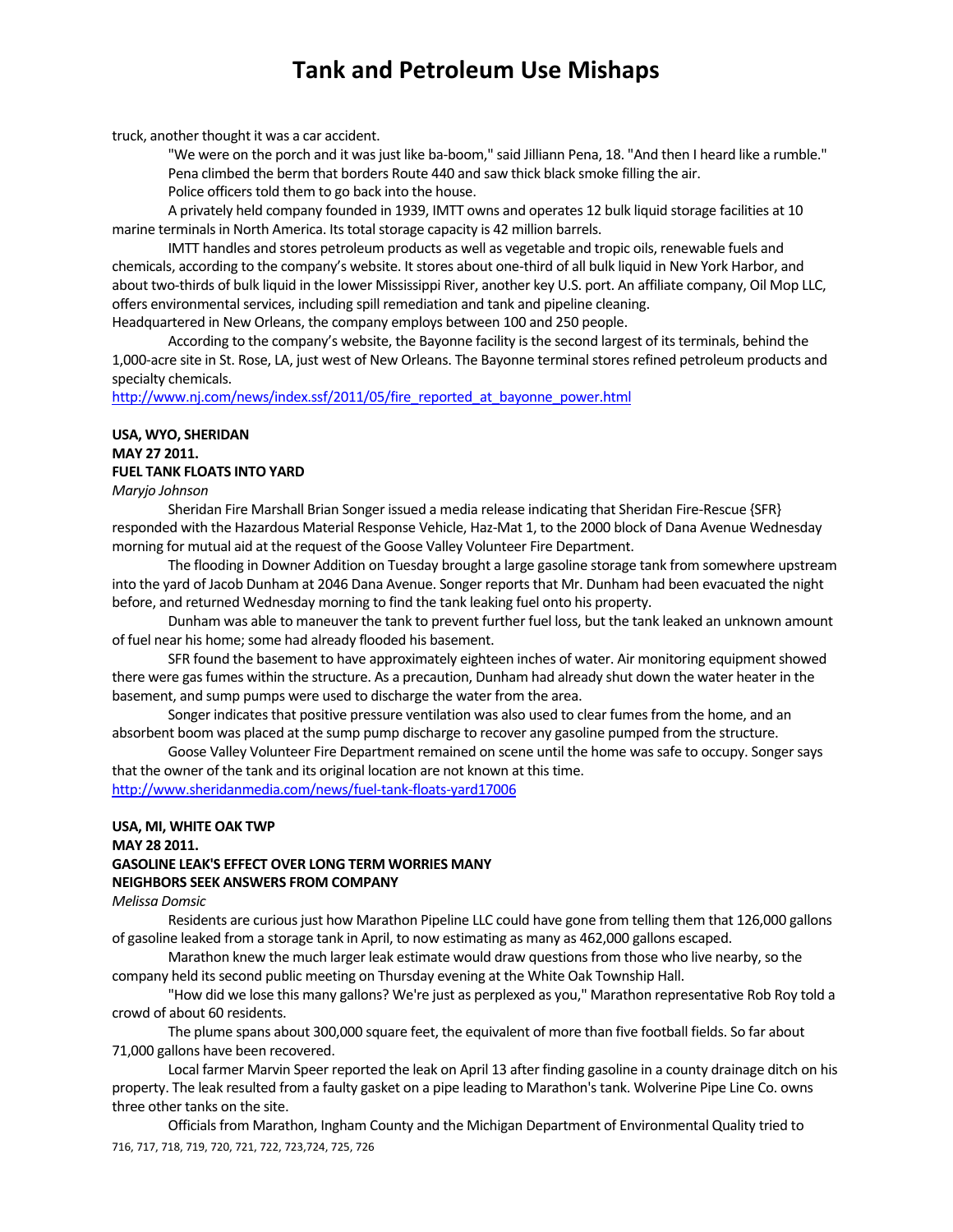truck, another thought it was a car accident.

"We were on the porch and it was just like ba-boom," said Jilliann Pena, 18. "And then I heard like a rumble."

Pena climbed the berm that borders Route 440 and saw thick black smoke filling the air.

Police officers told them to go back into the house.

A privately held company founded in 1939, IMTT owns and operates 12 bulk liquid storage facilities at 10 marine terminals in North America. Its total storage capacity is 42 million barrels.

IMTT handles and stores petroleum products as well as vegetable and tropic oils, renewable fuels and chemicals, according to the company's website. It stores about one-third of all bulk liquid in New York Harbor, and about two-thirds of bulk liquid in the lower Mississippi River, another key U.S. port. An affiliate company, Oil Mop LLC, offers environmental services, including spill remediation and tank and pipeline cleaning.

Headquartered in New Orleans, the company employs between 100 and 250 people.

According to the company's website, the Bayonne facility is the second largest of its terminals, behind the 1,000-acre site in St. Rose, LA, just west of New Orleans. The Bayonne terminal stores refined petroleum products and specialty chemicals.

http://www.nj.com/news/index.ssf/2011/05/fire_reported_at_bayonne_power.html

**USA, WYO, SHERIDAN**
**MAY 27 2011.**
**FUEL TANK FLOATS INTO YARD**

*Maryjo Johnson*

Sheridan Fire Marshall Brian Songer issued a media release indicating that Sheridan Fire-Rescue {SFR} responded with the Hazardous Material Response Vehicle, Haz-Mat 1, to the 2000 block of Dana Avenue Wednesday morning for mutual aid at the request of the Goose Valley Volunteer Fire Department.

The flooding in Downer Addition on Tuesday brought a large gasoline storage tank from somewhere upstream into the yard of Jacob Dunham at 2046 Dana Avenue. Songer reports that Mr. Dunham had been evacuated the night before, and returned Wednesday morning to find the tank leaking fuel onto his property.

Dunham was able to maneuver the tank to prevent further fuel loss, but the tank leaked an unknown amount of fuel near his home; some had already flooded his basement.

SFR found the basement to have approximately eighteen inches of water. Air monitoring equipment showed there were gas fumes within the structure. As a precaution, Dunham had already shut down the water heater in the basement, and sump pumps were used to discharge the water from the area.

Songer indicates that positive pressure ventilation was also used to clear fumes from the home, and an absorbent boom was placed at the sump pump discharge to recover any gasoline pumped from the structure.

Goose Valley Volunteer Fire Department remained on scene until the home was safe to occupy. Songer says that the owner of the tank and its original location are not known at this time.

http://www.sheridanmedia.com/news/fuel-tank-floats-yard17006

**USA, MI, WHITE OAK TWP**
**MAY 28 2011.**
**GASOLINE LEAK'S EFFECT OVER LONG TERM WORRIES MANY**
**NEIGHBORS SEEK ANSWERS FROM COMPANY**

*Melissa Domsic*

Residents are curious just how Marathon Pipeline LLC could have gone from telling them that 126,000 gallons of gasoline leaked from a storage tank in April, to now estimating as many as 462,000 gallons escaped.

Marathon knew the much larger leak estimate would draw questions from those who live nearby, so the company held its second public meeting on Thursday evening at the White Oak Township Hall.

"How did we lose this many gallons? We're just as perplexed as you," Marathon representative Rob Roy told a crowd of about 60 residents.

The plume spans about 300,000 square feet, the equivalent of more than five football fields. So far about 71,000 gallons have been recovered.

Local farmer Marvin Speer reported the leak on April 13 after finding gasoline in a county drainage ditch on his property. The leak resulted from a faulty gasket on a pipe leading to Marathon's tank. Wolverine Pipe Line Co. owns three other tanks on the site.

Officials from Marathon, Ingham County and the Michigan Department of Environmental Quality tried to

716, 717, 718, 719, 720, 721, 722, 723,724, 725, 726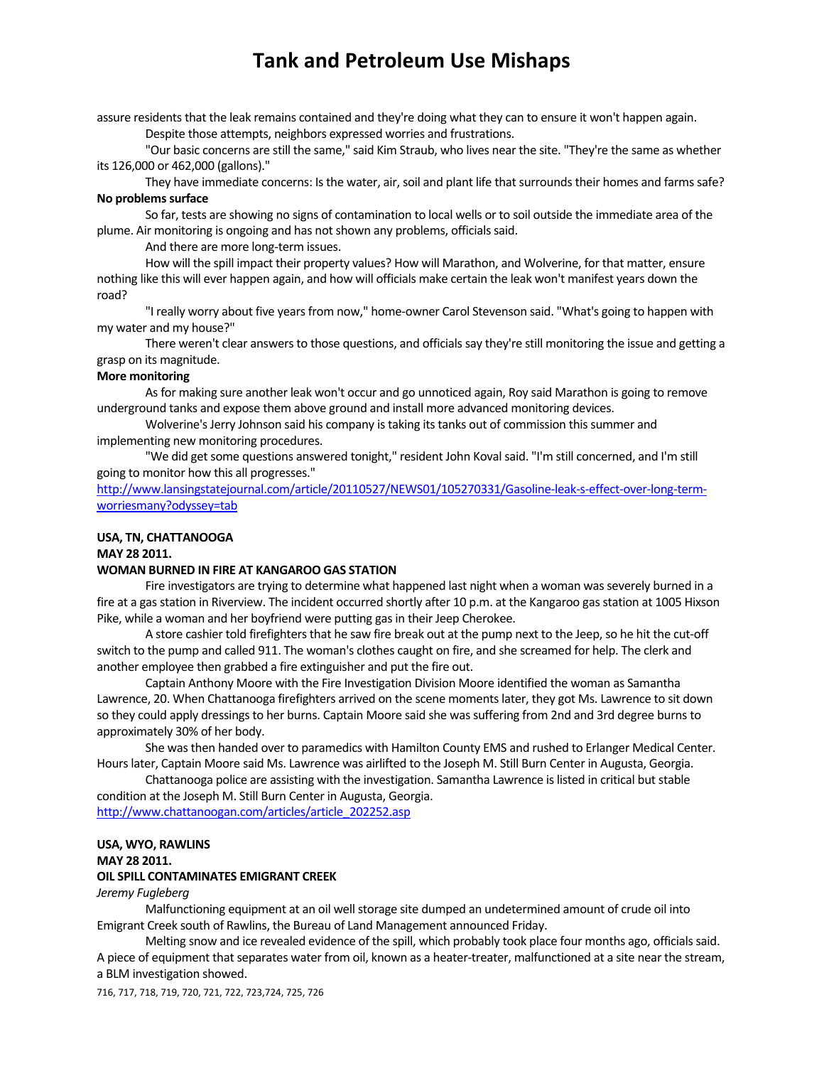assure residents that the leak remains contained and they're doing what they can to ensure it won't happen again.

Despite those attempts, neighbors expressed worries and frustrations.

"Our basic concerns are still the same," said Kim Straub, who lives near the site. "They're the same as whether its 126,000 or 462,000 (gallons)."

They have immediate concerns: Is the water, air, soil and plant life that surrounds their homes and farms safe?

**No problems surface**

So far, tests are showing no signs of contamination to local wells or to soil outside the immediate area of the plume. Air monitoring is ongoing and has not shown any problems, officials said.

And there are more long-term issues.

How will the spill impact their property values? How will Marathon, and Wolverine, for that matter, ensure nothing like this will ever happen again, and how will officials make certain the leak won't manifest years down the road?

"I really worry about five years from now," home-owner Carol Stevenson said. "What's going to happen with my water and my house?"

There weren't clear answers to those questions, and officials say they're still monitoring the issue and getting a grasp on its magnitude.

**More monitoring**

As for making sure another leak won't occur and go unnoticed again, Roy said Marathon is going to remove underground tanks and expose them above ground and install more advanced monitoring devices.

Wolverine's Jerry Johnson said his company is taking its tanks out of commission this summer and implementing new monitoring procedures.

"We did get some questions answered tonight," resident John Koval said. "I'm still concerned, and I'm still going to monitor how this all progresses."

http://www.lansingstatejournal.com/article/20110527/NEWS01/105270331/Gasoline-leak-s-effect-over-long-term-worriesmany?odyssey=tab

**USA, TN, CHATTANOOGA**
**MAY 28 2011.**
**WOMAN BURNED IN FIRE AT KANGAROO GAS STATION**

Fire investigators are trying to determine what happened last night when a woman was severely burned in a fire at a gas station in Riverview. The incident occurred shortly after 10 p.m. at the Kangaroo gas station at 1005 Hixson Pike, while a woman and her boyfriend were putting gas in their Jeep Cherokee.

A store cashier told firefighters that he saw fire break out at the pump next to the Jeep, so he hit the cut-off switch to the pump and called 911. The woman's clothes caught on fire, and she screamed for help. The clerk and another employee then grabbed a fire extinguisher and put the fire out.

Captain Anthony Moore with the Fire Investigation Division Moore identified the woman as Samantha Lawrence, 20. When Chattanooga firefighters arrived on the scene moments later, they got Ms. Lawrence to sit down so they could apply dressings to her burns. Captain Moore said she was suffering from 2nd and 3rd degree burns to approximately 30% of her body.

She was then handed over to paramedics with Hamilton County EMS and rushed to Erlanger Medical Center. Hours later, Captain Moore said Ms. Lawrence was airlifted to the Joseph M. Still Burn Center in Augusta, Georgia.

Chattanooga police are assisting with the investigation. Samantha Lawrence is listed in critical but stable condition at the Joseph M. Still Burn Center in Augusta, Georgia.

http://www.chattanoogan.com/articles/article_202252.asp

**USA, WYO, RAWLINS**
**MAY 28 2011.**
**OIL SPILL CONTAMINATES EMIGRANT CREEK**

*Jeremy Fugleberg*

Malfunctioning equipment at an oil well storage site dumped an undetermined amount of crude oil into Emigrant Creek south of Rawlins, the Bureau of Land Management announced Friday.

Melting snow and ice revealed evidence of the spill, which probably took place four months ago, officials said. A piece of equipment that separates water from oil, known as a heater-treater, malfunctioned at a site near the stream, a BLM investigation showed.

716, 717, 718, 719, 720, 721, 722, 723,724, 725, 726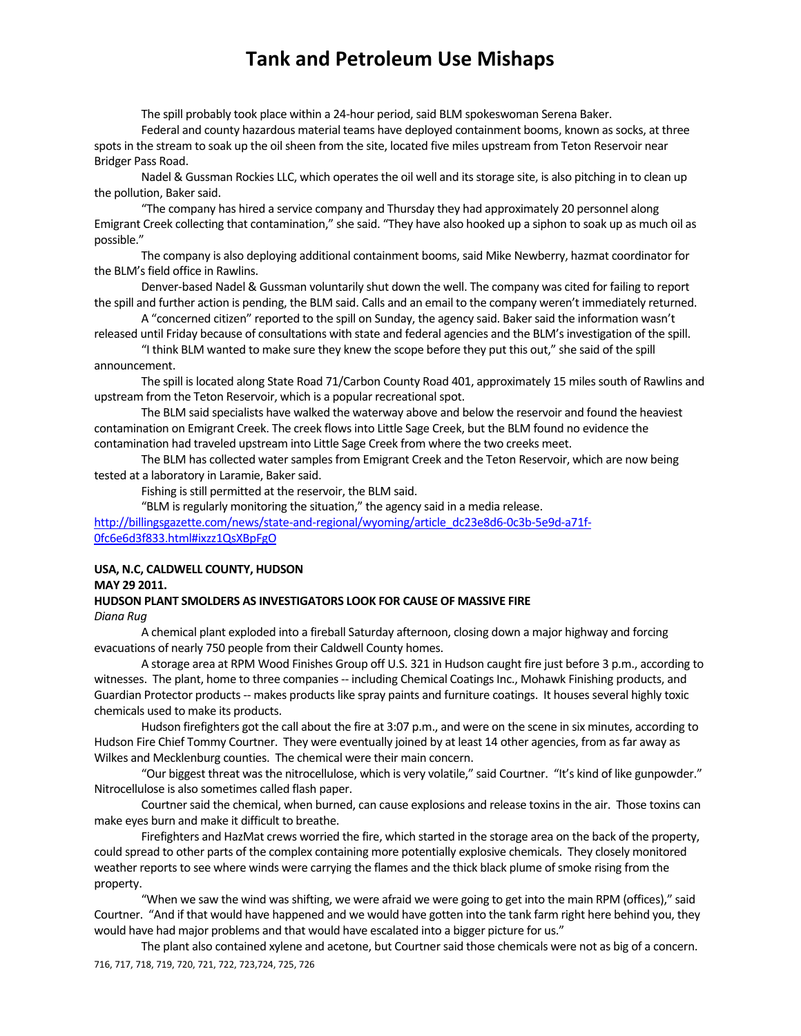The spill probably took place within a 24-hour period, said BLM spokeswoman Serena Baker.

Federal and county hazardous material teams have deployed containment booms, known as socks, at three spots in the stream to soak up the oil sheen from the site, located five miles upstream from Teton Reservoir near Bridger Pass Road.

Nadel & Gussman Rockies LLC, which operates the oil well and its storage site, is also pitching in to clean up the pollution, Baker said.

"The company has hired a service company and Thursday they had approximately 20 personnel along Emigrant Creek collecting that contamination," she said. "They have also hooked up a siphon to soak up as much oil as possible."

The company is also deploying additional containment booms, said Mike Newberry, hazmat coordinator for the BLM's field office in Rawlins.

Denver-based Nadel & Gussman voluntarily shut down the well. The company was cited for failing to report the spill and further action is pending, the BLM said. Calls and an email to the company weren't immediately returned.

A "concerned citizen" reported to the spill on Sunday, the agency said. Baker said the information wasn't released until Friday because of consultations with state and federal agencies and the BLM's investigation of the spill.

"I think BLM wanted to make sure they knew the scope before they put this out," she said of the spill announcement.

The spill is located along State Road 71/Carbon County Road 401, approximately 15 miles south of Rawlins and upstream from the Teton Reservoir, which is a popular recreational spot.

The BLM said specialists have walked the waterway above and below the reservoir and found the heaviest contamination on Emigrant Creek. The creek flows into Little Sage Creek, but the BLM found no evidence the contamination had traveled upstream into Little Sage Creek from where the two creeks meet.

The BLM has collected water samples from Emigrant Creek and the Teton Reservoir, which are now being tested at a laboratory in Laramie, Baker said.

Fishing is still permitted at the reservoir, the BLM said.

"BLM is regularly monitoring the situation," the agency said in a media release.

http://billingsgazette.com/news/state-and-regional/wyoming/article_dc23e8d6-0c3b-5e9d-a71f-0fc6e6d3f833.html#ixzz1QsXBpFgO

**USA, N.C, CALDWELL COUNTY, HUDSON**

**MAY 29 2011.**

**HUDSON PLANT SMOLDERS AS INVESTIGATORS LOOK FOR CAUSE OF MASSIVE FIRE**

*Diana Rug*

A chemical plant exploded into a fireball Saturday afternoon, closing down a major highway and forcing evacuations of nearly 750 people from their Caldwell County homes.

A storage area at RPM Wood Finishes Group off U.S. 321 in Hudson caught fire just before 3 p.m., according to witnesses. The plant, home to three companies -- including Chemical Coatings Inc., Mohawk Finishing products, and Guardian Protector products -- makes products like spray paints and furniture coatings. It houses several highly toxic chemicals used to make its products.

Hudson firefighters got the call about the fire at 3:07 p.m., and were on the scene in six minutes, according to Hudson Fire Chief Tommy Courtner. They were eventually joined by at least 14 other agencies, from as far away as Wilkes and Mecklenburg counties. The chemical were their main concern.

"Our biggest threat was the nitrocellulose, which is very volatile," said Courtner. "It's kind of like gunpowder." Nitrocellulose is also sometimes called flash paper.

Courtner said the chemical, when burned, can cause explosions and release toxins in the air. Those toxins can make eyes burn and make it difficult to breathe.

Firefighters and HazMat crews worried the fire, which started in the storage area on the back of the property, could spread to other parts of the complex containing more potentially explosive chemicals. They closely monitored weather reports to see where winds were carrying the flames and the thick black plume of smoke rising from the property.

"When we saw the wind was shifting, we were afraid we were going to get into the main RPM (offices)," said Courtner. "And if that would have happened and we would have gotten into the tank farm right here behind you, they would have had major problems and that would have escalated into a bigger picture for us."

The plant also contained xylene and acetone, but Courtner said those chemicals were not as big of a concern.

716, 717, 718, 719, 720, 721, 722, 723,724, 725, 726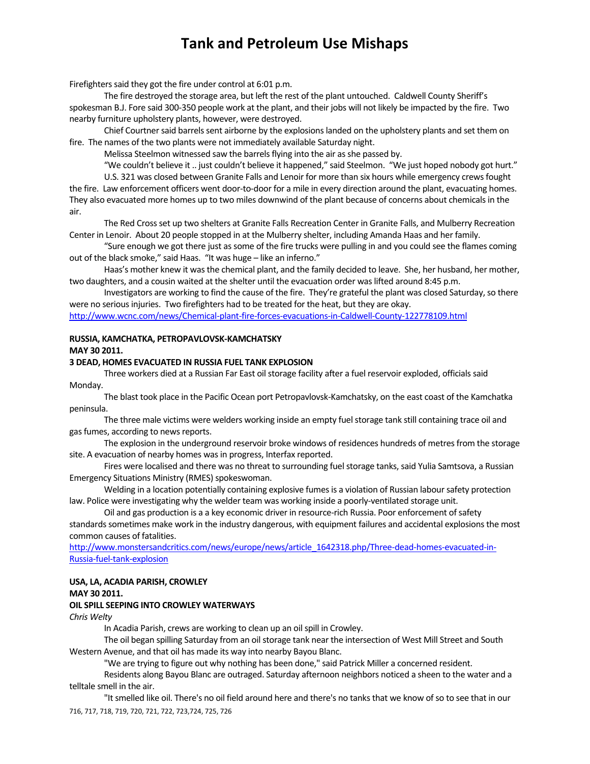Firefighters said they got the fire under control at 6:01 p.m.

The fire destroyed the storage area, but left the rest of the plant untouched. Caldwell County Sheriff's spokesman B.J. Fore said 300-350 people work at the plant, and their jobs will not likely be impacted by the fire. Two nearby furniture upholstery plants, however, were destroyed.

Chief Courtner said barrels sent airborne by the explosions landed on the upholstery plants and set them on fire. The names of the two plants were not immediately available Saturday night.

Melissa Steelmon witnessed saw the barrels flying into the air as she passed by.

"We couldn't believe it .. just couldn't believe it happened," said Steelmon. "We just hoped nobody got hurt."

U.S. 321 was closed between Granite Falls and Lenoir for more than six hours while emergency crews fought the fire. Law enforcement officers went door-to-door for a mile in every direction around the plant, evacuating homes. They also evacuated more homes up to two miles downwind of the plant because of concerns about chemicals in the air.

The Red Cross set up two shelters at Granite Falls Recreation Center in Granite Falls, and Mulberry Recreation Center in Lenoir. About 20 people stopped in at the Mulberry shelter, including Amanda Haas and her family.

"Sure enough we got there just as some of the fire trucks were pulling in and you could see the flames coming out of the black smoke," said Haas. "It was huge – like an inferno."

Haas's mother knew it was the chemical plant, and the family decided to leave. She, her husband, her mother, two daughters, and a cousin waited at the shelter until the evacuation order was lifted around 8:45 p.m.

Investigators are working to find the cause of the fire. They're grateful the plant was closed Saturday, so there were no serious injuries. Two firefighters had to be treated for the heat, but they are okay.

http://www.wcnc.com/news/Chemical-plant-fire-forces-evacuations-in-Caldwell-County-122778109.html

**RUSSIA, KAMCHATKA, PETROPAVLOVSK-KAMCHATSKY**
**MAY 30 2011.**
**3 DEAD, HOMES EVACUATED IN RUSSIA FUEL TANK EXPLOSION**

Three workers died at a Russian Far East oil storage facility after a fuel reservoir exploded, officials said Monday.

The blast took place in the Pacific Ocean port Petropavlovsk-Kamchatsky, on the east coast of the Kamchatka peninsula.

The three male victims were welders working inside an empty fuel storage tank still containing trace oil and gas fumes, according to news reports.

The explosion in the underground reservoir broke windows of residences hundreds of metres from the storage site. A evacuation of nearby homes was in progress, Interfax reported.

Fires were localised and there was no threat to surrounding fuel storage tanks, said Yulia Samtsova, a Russian Emergency Situations Ministry (RMES) spokeswoman.

Welding in a location potentially containing explosive fumes is a violation of Russian labour safety protection law. Police were investigating why the welder team was working inside a poorly-ventilated storage unit.

Oil and gas production is a a key economic driver in resource-rich Russia. Poor enforcement of safety standards sometimes make work in the industry dangerous, with equipment failures and accidental explosions the most common causes of fatalities.

http://www.monstersandcritics.com/news/europe/news/article_1642318.php/Three-dead-homes-evacuated-in-Russia-fuel-tank-explosion

**USA, LA, ACADIA PARISH, CROWLEY**
**MAY 30 2011.**
**OIL SPILL SEEPING INTO CROWLEY WATERWAYS**

*Chris Welty*

In Acadia Parish, crews are working to clean up an oil spill in Crowley.

The oil began spilling Saturday from an oil storage tank near the intersection of West Mill Street and South Western Avenue, and that oil has made its way into nearby Bayou Blanc.

"We are trying to figure out why nothing has been done," said Patrick Miller a concerned resident.

Residents along Bayou Blanc are outraged. Saturday afternoon neighbors noticed a sheen to the water and a telltale smell in the air.

"It smelled like oil. There's no oil field around here and there's no tanks that we know of so to see that in our

716, 717, 718, 719, 720, 721, 722, 723,724, 725, 726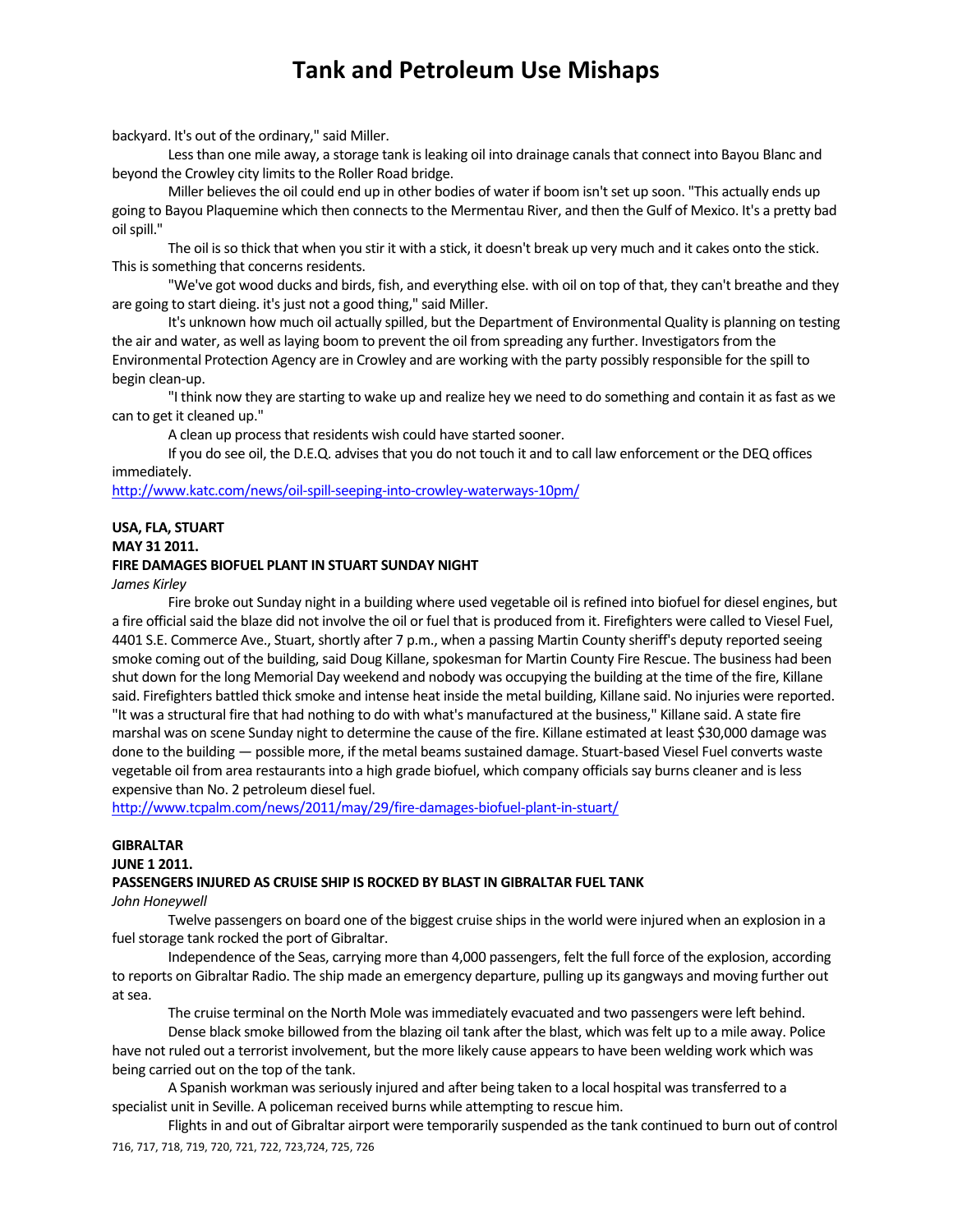backyard. It's out of the ordinary," said Miller.

Less than one mile away, a storage tank is leaking oil into drainage canals that connect into Bayou Blanc and beyond the Crowley city limits to the Roller Road bridge.

Miller believes the oil could end up in other bodies of water if boom isn't set up soon. "This actually ends up going to Bayou Plaquemine which then connects to the Mermentau River, and then the Gulf of Mexico. It's a pretty bad oil spill."

The oil is so thick that when you stir it with a stick, it doesn't break up very much and it cakes onto the stick. This is something that concerns residents.

"We've got wood ducks and birds, fish, and everything else. with oil on top of that, they can't breathe and they are going to start dieing. it's just not a good thing," said Miller.

It's unknown how much oil actually spilled, but the Department of Environmental Quality is planning on testing the air and water, as well as laying boom to prevent the oil from spreading any further. Investigators from the Environmental Protection Agency are in Crowley and are working with the party possibly responsible for the spill to begin clean-up.

"I think now they are starting to wake up and realize hey we need to do something and contain it as fast as we can to get it cleaned up."

A clean up process that residents wish could have started sooner.

If you do see oil, the D.E.Q. advises that you do not touch it and to call law enforcement or the DEQ offices immediately.

http://www.katc.com/news/oil-spill-seeping-into-crowley-waterways-10pm/

**USA, FLA, STUART**

**MAY 31 2011.**

**FIRE DAMAGES BIOFUEL PLANT IN STUART SUNDAY NIGHT**

*James Kirley*

Fire broke out Sunday night in a building where used vegetable oil is refined into biofuel for diesel engines, but a fire official said the blaze did not involve the oil or fuel that is produced from it. Firefighters were called to Viesel Fuel, 4401 S.E. Commerce Ave., Stuart, shortly after 7 p.m., when a passing Martin County sheriff's deputy reported seeing smoke coming out of the building, said Doug Killane, spokesman for Martin County Fire Rescue. The business had been shut down for the long Memorial Day weekend and nobody was occupying the building at the time of the fire, Killane said. Firefighters battled thick smoke and intense heat inside the metal building, Killane said. No injuries were reported. "It was a structural fire that had nothing to do with what's manufactured at the business," Killane said. A state fire marshal was on scene Sunday night to determine the cause of the fire. Killane estimated at least $30,000 damage was done to the building — possible more, if the metal beams sustained damage. Stuart-based Viesel Fuel converts waste vegetable oil from area restaurants into a high grade biofuel, which company officials say burns cleaner and is less expensive than No. 2 petroleum diesel fuel.

http://www.tcpalm.com/news/2011/may/29/fire-damages-biofuel-plant-in-stuart/

**GIBRALTAR**

**JUNE 1 2011.**

**PASSENGERS INJURED AS CRUISE SHIP IS ROCKED BY BLAST IN GIBRALTAR FUEL TANK**

*John Honeywell*

Twelve passengers on board one of the biggest cruise ships in the world were injured when an explosion in a fuel storage tank rocked the port of Gibraltar.

Independence of the Seas, carrying more than 4,000 passengers, felt the full force of the explosion, according to reports on Gibraltar Radio. The ship made an emergency departure, pulling up its gangways and moving further out at sea.

The cruise terminal on the North Mole was immediately evacuated and two passengers were left behind.

Dense black smoke billowed from the blazing oil tank after the blast, which was felt up to a mile away. Police have not ruled out a terrorist involvement, but the more likely cause appears to have been welding work which was being carried out on the top of the tank.

A Spanish workman was seriously injured and after being taken to a local hospital was transferred to a specialist unit in Seville. A policeman received burns while attempting to rescue him.

Flights in and out of Gibraltar airport were temporarily suspended as the tank continued to burn out of control

716, 717, 718, 719, 720, 721, 722, 723,724, 725, 726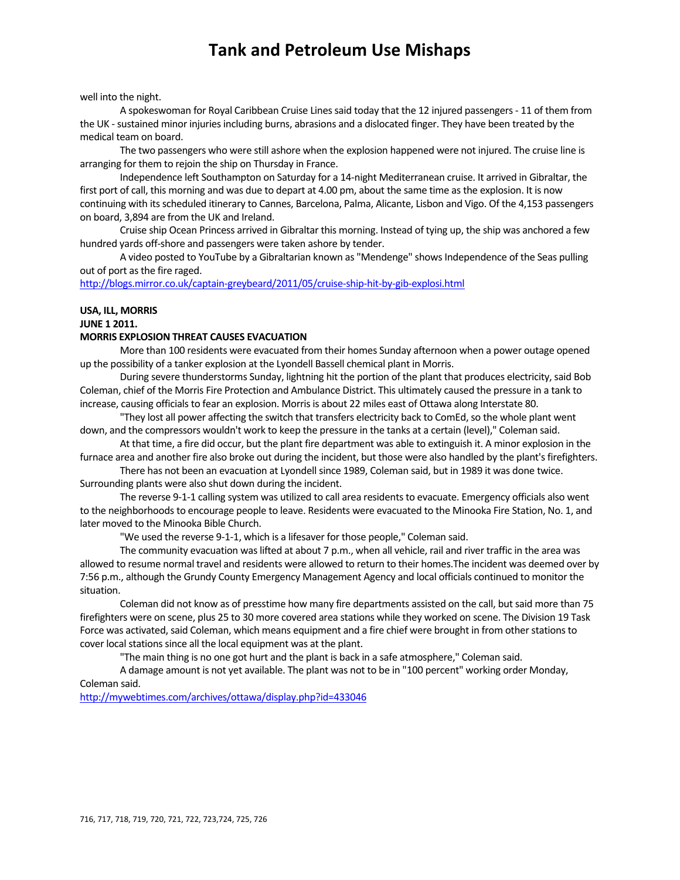well into the night.

A spokeswoman for Royal Caribbean Cruise Lines said today that the 12 injured passengers - 11 of them from the UK - sustained minor injuries including burns, abrasions and a dislocated finger. They have been treated by the medical team on board.

The two passengers who were still ashore when the explosion happened were not injured. The cruise line is arranging for them to rejoin the ship on Thursday in France.

Independence left Southampton on Saturday for a 14-night Mediterranean cruise. It arrived in Gibraltar, the first port of call, this morning and was due to depart at 4.00 pm, about the same time as the explosion. It is now continuing with its scheduled itinerary to Cannes, Barcelona, Palma, Alicante, Lisbon and Vigo. Of the 4,153 passengers on board, 3,894 are from the UK and Ireland.

Cruise ship Ocean Princess arrived in Gibraltar this morning. Instead of tying up, the ship was anchored a few hundred yards off-shore and passengers were taken ashore by tender.

A video posted to YouTube by a Gibraltarian known as "Mendenge" shows Independence of the Seas pulling out of port as the fire raged.

http://blogs.mirror.co.uk/captain-greybeard/2011/05/cruise-ship-hit-by-gib-explosi.html

**USA, ILL, MORRIS**

**JUNE 1 2011.**

**MORRIS EXPLOSION THREAT CAUSES EVACUATION**

More than 100 residents were evacuated from their homes Sunday afternoon when a power outage opened up the possibility of a tanker explosion at the Lyondell Bassell chemical plant in Morris.

During severe thunderstorms Sunday, lightning hit the portion of the plant that produces electricity, said Bob Coleman, chief of the Morris Fire Protection and Ambulance District. This ultimately caused the pressure in a tank to increase, causing officials to fear an explosion. Morris is about 22 miles east of Ottawa along Interstate 80.

"They lost all power affecting the switch that transfers electricity back to ComEd, so the whole plant went down, and the compressors wouldn't work to keep the pressure in the tanks at a certain (level)," Coleman said.

At that time, a fire did occur, but the plant fire department was able to extinguish it. A minor explosion in the furnace area and another fire also broke out during the incident, but those were also handled by the plant's firefighters.

There has not been an evacuation at Lyondell since 1989, Coleman said, but in 1989 it was done twice. Surrounding plants were also shut down during the incident.

The reverse 9-1-1 calling system was utilized to call area residents to evacuate. Emergency officials also went to the neighborhoods to encourage people to leave. Residents were evacuated to the Minooka Fire Station, No. 1, and later moved to the Minooka Bible Church.

"We used the reverse 9-1-1, which is a lifesaver for those people," Coleman said.

The community evacuation was lifted at about 7 p.m., when all vehicle, rail and river traffic in the area was allowed to resume normal travel and residents were allowed to return to their homes.The incident was deemed over by 7:56 p.m., although the Grundy County Emergency Management Agency and local officials continued to monitor the situation.

Coleman did not know as of presstime how many fire departments assisted on the call, but said more than 75 firefighters were on scene, plus 25 to 30 more covered area stations while they worked on scene. The Division 19 Task Force was activated, said Coleman, which means equipment and a fire chief were brought in from other stations to cover local stations since all the local equipment was at the plant.

"The main thing is no one got hurt and the plant is back in a safe atmosphere," Coleman said.

A damage amount is not yet available. The plant was not to be in "100 percent" working order Monday, Coleman said.

http://mywebtimes.com/archives/ottawa/display.php?id=433046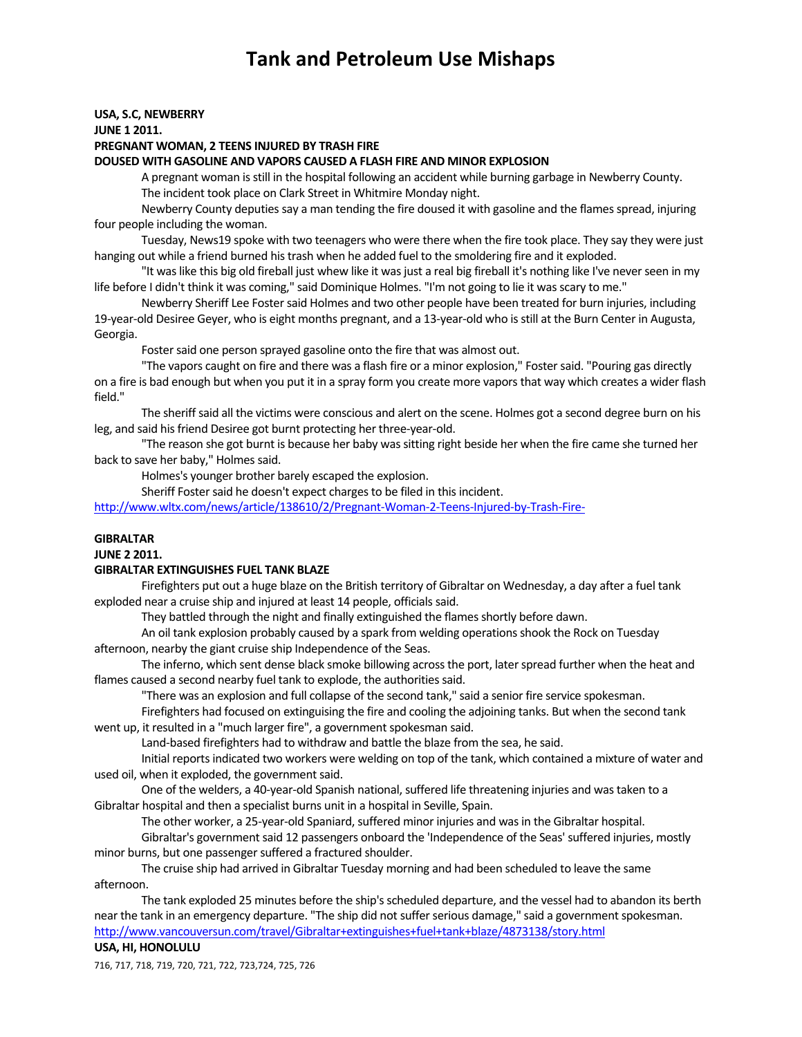# Tank and Petroleum Use Mishaps

**USA, S.C, NEWBERRY**
**JUNE 1 2011.**
**PREGNANT WOMAN, 2 TEENS INJURED BY TRASH FIRE**
**DOUSED WITH GASOLINE AND VAPORS CAUSED A FLASH FIRE AND MINOR EXPLOSION**

A pregnant woman is still in the hospital following an accident while burning garbage in Newberry County.

The incident took place on Clark Street in Whitmire Monday night.

Newberry County deputies say a man tending the fire doused it with gasoline and the flames spread, injuring four people including the woman.

Tuesday, News19 spoke with two teenagers who were there when the fire took place. They say they were just hanging out while a friend burned his trash when he added fuel to the smoldering fire and it exploded.

"It was like this big old fireball just whew like it was just a real big fireball it's nothing like I've never seen in my life before I didn't think it was coming," said Dominique Holmes. "I'm not going to lie it was scary to me."

Newberry Sheriff Lee Foster said Holmes and two other people have been treated for burn injuries, including 19-year-old Desiree Geyer, who is eight months pregnant, and a 13-year-old who is still at the Burn Center in Augusta, Georgia.

Foster said one person sprayed gasoline onto the fire that was almost out.

"The vapors caught on fire and there was a flash fire or a minor explosion," Foster said. "Pouring gas directly on a fire is bad enough but when you put it in a spray form you create more vapors that way which creates a wider flash field."

The sheriff said all the victims were conscious and alert on the scene. Holmes got a second degree burn on his leg, and said his friend Desiree got burnt protecting her three-year-old.

"The reason she got burnt is because her baby was sitting right beside her when the fire came she turned her back to save her baby," Holmes said.

Holmes's younger brother barely escaped the explosion.

Sheriff Foster said he doesn't expect charges to be filed in this incident.

http://www.wltx.com/news/article/138610/2/Pregnant-Woman-2-Teens-Injured-by-Trash-Fire-

**GIBRALTAR**
**JUNE 2 2011.**
**GIBRALTAR EXTINGUISHES FUEL TANK BLAZE**

Firefighters put out a huge blaze on the British territory of Gibraltar on Wednesday, a day after a fuel tank exploded near a cruise ship and injured at least 14 people, officials said.

They battled through the night and finally extinguished the flames shortly before dawn.

An oil tank explosion probably caused by a spark from welding operations shook the Rock on Tuesday afternoon, nearby the giant cruise ship Independence of the Seas.

The inferno, which sent dense black smoke billowing across the port, later spread further when the heat and flames caused a second nearby fuel tank to explode, the authorities said.

"There was an explosion and full collapse of the second tank," said a senior fire service spokesman.

Firefighters had focused on extinguising the fire and cooling the adjoining tanks. But when the second tank went up, it resulted in a "much larger fire", a government spokesman said.

Land-based firefighters had to withdraw and battle the blaze from the sea, he said.

Initial reports indicated two workers were welding on top of the tank, which contained a mixture of water and used oil, when it exploded, the government said.

One of the welders, a 40-year-old Spanish national, suffered life threatening injuries and was taken to a Gibraltar hospital and then a specialist burns unit in a hospital in Seville, Spain.

The other worker, a 25-year-old Spaniard, suffered minor injuries and was in the Gibraltar hospital.

Gibraltar's government said 12 passengers onboard the 'Independence of the Seas' suffered injuries, mostly minor burns, but one passenger suffered a fractured shoulder.

The cruise ship had arrived in Gibraltar Tuesday morning and had been scheduled to leave the same afternoon.

The tank exploded 25 minutes before the ship's scheduled departure, and the vessel had to abandon its berth near the tank in an emergency departure. "The ship did not suffer serious damage," said a government spokesman.

http://www.vancouversun.com/travel/Gibraltar+extinguishes+fuel+tank+blaze/4873138/story.html

**USA, HI, HONOLULU**

716, 717, 718, 719, 720, 721, 722, 723,724, 725, 726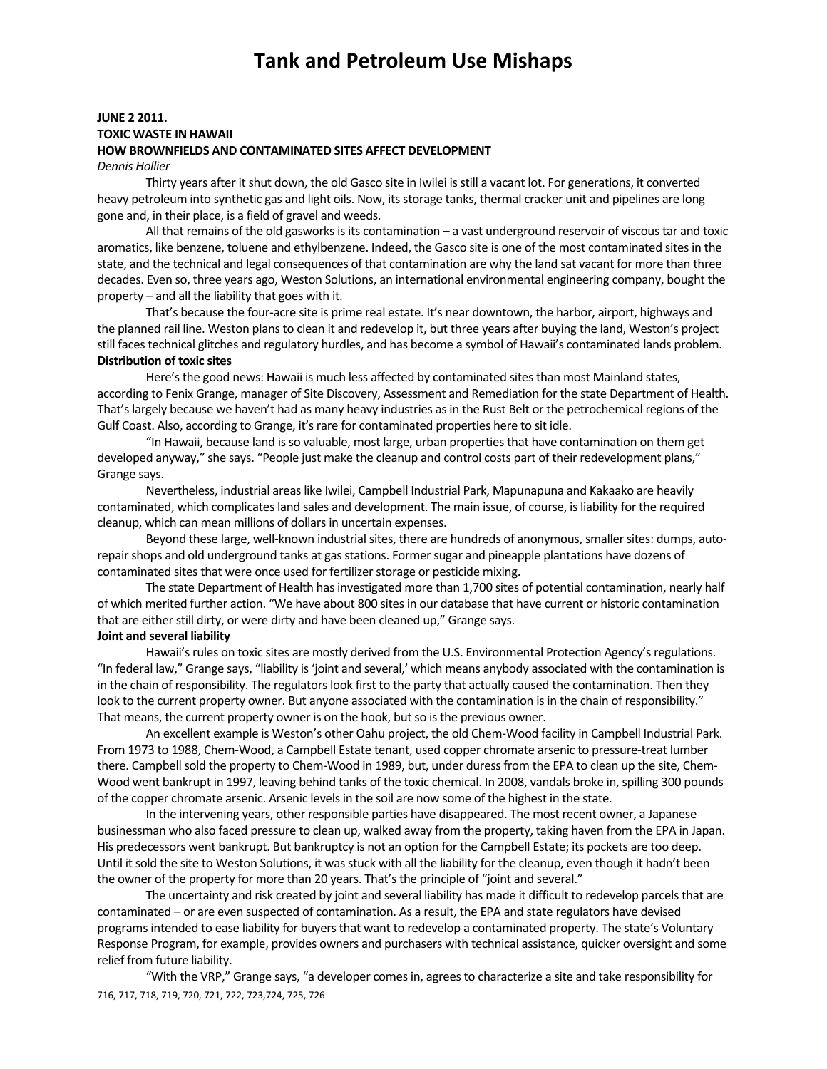# Tank and Petroleum Use Mishaps

**JUNE 2 2011.**
**TOXIC WASTE IN HAWAII**
**HOW BROWNFIELDS AND CONTAMINATED SITES AFFECT DEVELOPMENT**
*Dennis Hollier*

Thirty years after it shut down, the old Gasco site in Iwilei is still a vacant lot. For generations, it converted heavy petroleum into synthetic gas and light oils. Now, its storage tanks, thermal cracker unit and pipelines are long gone and, in their place, is a field of gravel and weeds.

All that remains of the old gasworks is its contamination – a vast underground reservoir of viscous tar and toxic aromatics, like benzene, toluene and ethylbenzene. Indeed, the Gasco site is one of the most contaminated sites in the state, and the technical and legal consequences of that contamination are why the land sat vacant for more than three decades. Even so, three years ago, Weston Solutions, an international environmental engineering company, bought the property – and all the liability that goes with it.

That's because the four-acre site is prime real estate. It's near downtown, the harbor, airport, highways and the planned rail line. Weston plans to clean it and redevelop it, but three years after buying the land, Weston's project still faces technical glitches and regulatory hurdles, and has become a symbol of Hawaii's contaminated lands problem.

**Distribution of toxic sites**

Here's the good news: Hawaii is much less affected by contaminated sites than most Mainland states, according to Fenix Grange, manager of Site Discovery, Assessment and Remediation for the state Department of Health. That's largely because we haven't had as many heavy industries as in the Rust Belt or the petrochemical regions of the Gulf Coast. Also, according to Grange, it's rare for contaminated properties here to sit idle.

"In Hawaii, because land is so valuable, most large, urban properties that have contamination on them get developed anyway," she says. "People just make the cleanup and control costs part of their redevelopment plans," Grange says.

Nevertheless, industrial areas like Iwilei, Campbell Industrial Park, Mapunapuna and Kakaako are heavily contaminated, which complicates land sales and development. The main issue, of course, is liability for the required cleanup, which can mean millions of dollars in uncertain expenses.

Beyond these large, well-known industrial sites, there are hundreds of anonymous, smaller sites: dumps, auto-repair shops and old underground tanks at gas stations. Former sugar and pineapple plantations have dozens of contaminated sites that were once used for fertilizer storage or pesticide mixing.

The state Department of Health has investigated more than 1,700 sites of potential contamination, nearly half of which merited further action. "We have about 800 sites in our database that have current or historic contamination that are either still dirty, or were dirty and have been cleaned up," Grange says.

**Joint and several liability**

Hawaii's rules on toxic sites are mostly derived from the U.S. Environmental Protection Agency's regulations. "In federal law," Grange says, "liability is 'joint and several,' which means anybody associated with the contamination is in the chain of responsibility. The regulators look first to the party that actually caused the contamination. Then they look to the current property owner. But anyone associated with the contamination is in the chain of responsibility." That means, the current property owner is on the hook, but so is the previous owner.

An excellent example is Weston's other Oahu project, the old Chem-Wood facility in Campbell Industrial Park. From 1973 to 1988, Chem-Wood, a Campbell Estate tenant, used copper chromate arsenic to pressure-treat lumber there. Campbell sold the property to Chem-Wood in 1989, but, under duress from the EPA to clean up the site, Chem-Wood went bankrupt in 1997, leaving behind tanks of the toxic chemical. In 2008, vandals broke in, spilling 300 pounds of the copper chromate arsenic. Arsenic levels in the soil are now some of the highest in the state.

In the intervening years, other responsible parties have disappeared. The most recent owner, a Japanese businessman who also faced pressure to clean up, walked away from the property, taking haven from the EPA in Japan. His predecessors went bankrupt. But bankruptcy is not an option for the Campbell Estate; its pockets are too deep. Until it sold the site to Weston Solutions, it was stuck with all the liability for the cleanup, even though it hadn't been the owner of the property for more than 20 years. That's the principle of "joint and several."

The uncertainty and risk created by joint and several liability has made it difficult to redevelop parcels that are contaminated – or are even suspected of contamination. As a result, the EPA and state regulators have devised programs intended to ease liability for buyers that want to redevelop a contaminated property. The state's Voluntary Response Program, for example, provides owners and purchasers with technical assistance, quicker oversight and some relief from future liability.

"With the VRP," Grange says, "a developer comes in, agrees to characterize a site and take responsibility for

716, 717, 718, 719, 720, 721, 722, 723,724, 725, 726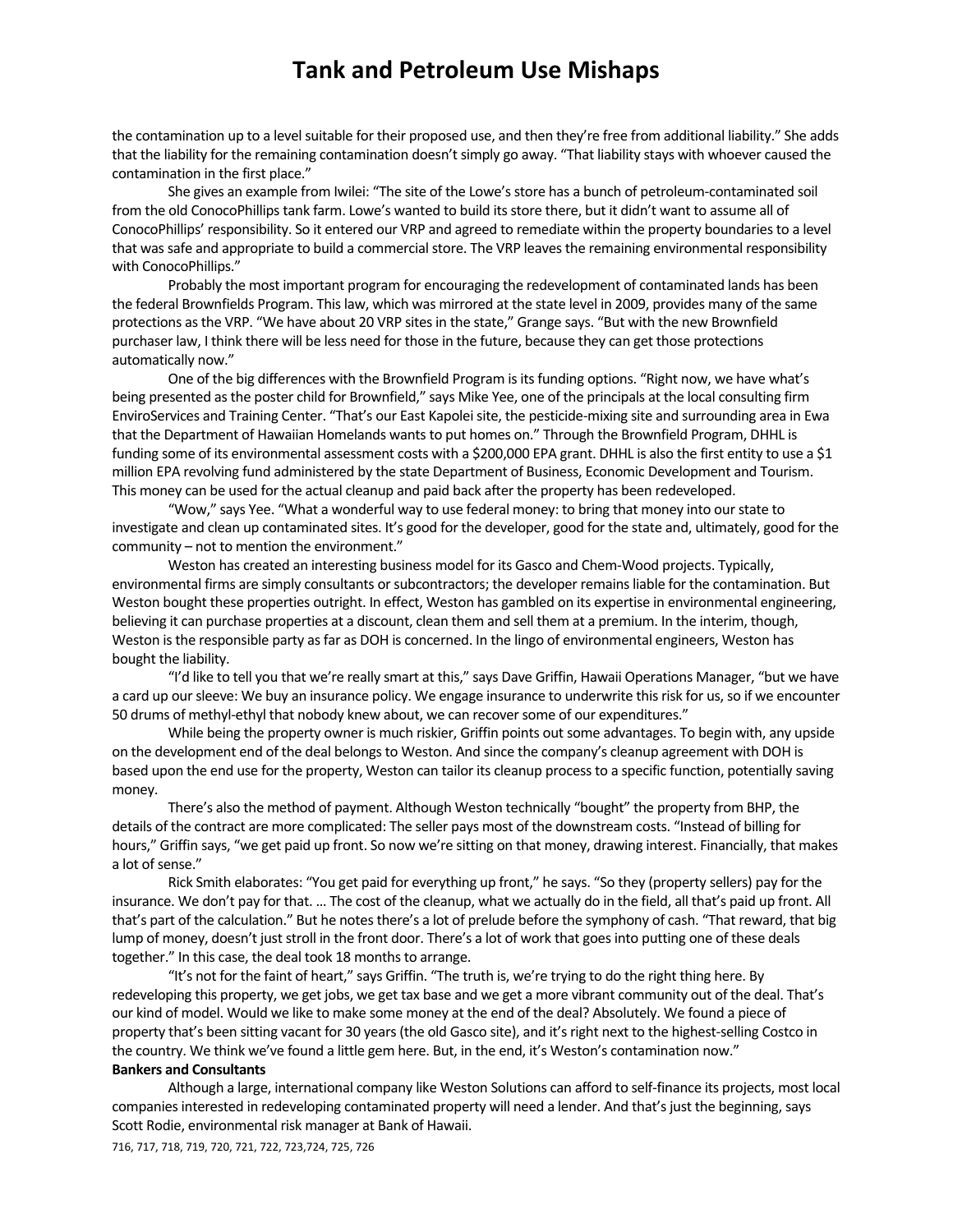the contamination up to a level suitable for their proposed use, and then they're free from additional liability." She adds that the liability for the remaining contamination doesn't simply go away. "That liability stays with whoever caused the contamination in the first place."

She gives an example from Iwilei: "The site of the Lowe's store has a bunch of petroleum-contaminated soil from the old ConocoPhillips tank farm. Lowe's wanted to build its store there, but it didn't want to assume all of ConocoPhillips' responsibility. So it entered our VRP and agreed to remediate within the property boundaries to a level that was safe and appropriate to build a commercial store. The VRP leaves the remaining environmental responsibility with ConocoPhillips."

Probably the most important program for encouraging the redevelopment of contaminated lands has been the federal Brownfields Program. This law, which was mirrored at the state level in 2009, provides many of the same protections as the VRP. "We have about 20 VRP sites in the state," Grange says. "But with the new Brownfield purchaser law, I think there will be less need for those in the future, because they can get those protections automatically now."

One of the big differences with the Brownfield Program is its funding options. "Right now, we have what's being presented as the poster child for Brownfield," says Mike Yee, one of the principals at the local consulting firm EnviroServices and Training Center. "That's our East Kapolei site, the pesticide-mixing site and surrounding area in Ewa that the Department of Hawaiian Homelands wants to put homes on." Through the Brownfield Program, DHHL is funding some of its environmental assessment costs with a $200,000 EPA grant. DHHL is also the first entity to use a $1 million EPA revolving fund administered by the state Department of Business, Economic Development and Tourism. This money can be used for the actual cleanup and paid back after the property has been redeveloped.

"Wow," says Yee. "What a wonderful way to use federal money: to bring that money into our state to investigate and clean up contaminated sites. It's good for the developer, good for the state and, ultimately, good for the community – not to mention the environment."

Weston has created an interesting business model for its Gasco and Chem-Wood projects. Typically, environmental firms are simply consultants or subcontractors; the developer remains liable for the contamination. But Weston bought these properties outright. In effect, Weston has gambled on its expertise in environmental engineering, believing it can purchase properties at a discount, clean them and sell them at a premium. In the interim, though, Weston is the responsible party as far as DOH is concerned. In the lingo of environmental engineers, Weston has bought the liability.

"I'd like to tell you that we're really smart at this," says Dave Griffin, Hawaii Operations Manager, "but we have a card up our sleeve: We buy an insurance policy. We engage insurance to underwrite this risk for us, so if we encounter 50 drums of methyl-ethyl that nobody knew about, we can recover some of our expenditures."

While being the property owner is much riskier, Griffin points out some advantages. To begin with, any upside on the development end of the deal belongs to Weston. And since the company's cleanup agreement with DOH is based upon the end use for the property, Weston can tailor its cleanup process to a specific function, potentially saving money.

There's also the method of payment. Although Weston technically "bought" the property from BHP, the details of the contract are more complicated: The seller pays most of the downstream costs. "Instead of billing for hours," Griffin says, "we get paid up front. So now we're sitting on that money, drawing interest. Financially, that makes a lot of sense."

Rick Smith elaborates: "You get paid for everything up front," he says. "So they (property sellers) pay for the insurance. We don't pay for that. … The cost of the cleanup, what we actually do in the field, all that's paid up front. All that's part of the calculation." But he notes there's a lot of prelude before the symphony of cash. "That reward, that big lump of money, doesn't just stroll in the front door. There's a lot of work that goes into putting one of these deals together." In this case, the deal took 18 months to arrange.

"It's not for the faint of heart," says Griffin. "The truth is, we're trying to do the right thing here. By redeveloping this property, we get jobs, we get tax base and we get a more vibrant community out of the deal. That's our kind of model. Would we like to make some money at the end of the deal? Absolutely. We found a piece of property that's been sitting vacant for 30 years (the old Gasco site), and it's right next to the highest-selling Costco in the country. We think we've found a little gem here. But, in the end, it's Weston's contamination now."

**Bankers and Consultants**

Although a large, international company like Weston Solutions can afford to self-finance its projects, most local companies interested in redeveloping contaminated property will need a lender. And that's just the beginning, says Scott Rodie, environmental risk manager at Bank of Hawaii.

716, 717, 718, 719, 720, 721, 722, 723,724, 725, 726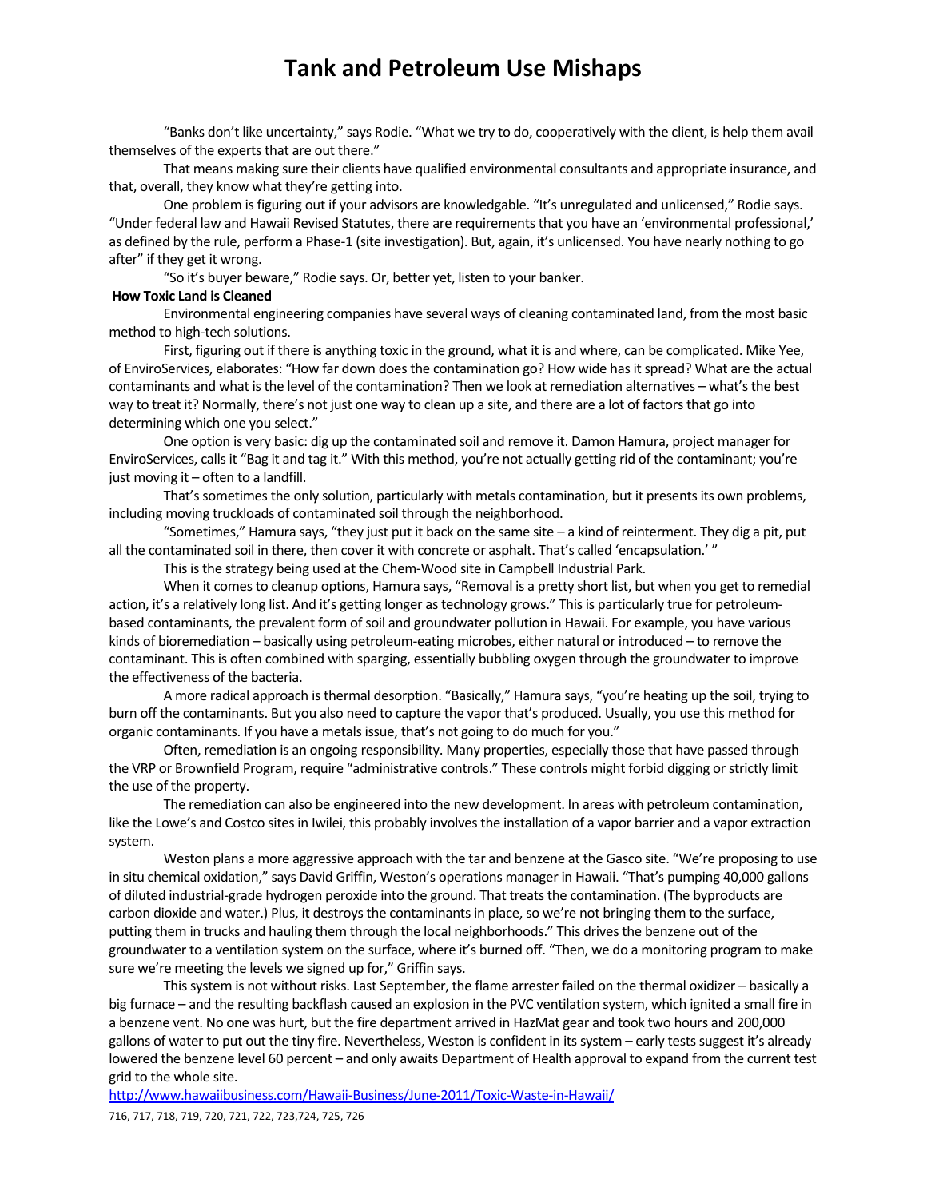# Tank and Petroleum Use Mishaps

"Banks don't like uncertainty," says Rodie. "What we try to do, cooperatively with the client, is help them avail themselves of the experts that are out there."

That means making sure their clients have qualified environmental consultants and appropriate insurance, and that, overall, they know what they're getting into.

One problem is figuring out if your advisors are knowledgable. "It's unregulated and unlicensed," Rodie says. "Under federal law and Hawaii Revised Statutes, there are requirements that you have an 'environmental professional,' as defined by the rule, perform a Phase-1 (site investigation). But, again, it's unlicensed. You have nearly nothing to go after" if they get it wrong.

"So it's buyer beware," Rodie says. Or, better yet, listen to your banker.

**How Toxic Land is Cleaned**

Environmental engineering companies have several ways of cleaning contaminated land, from the most basic method to high-tech solutions.

First, figuring out if there is anything toxic in the ground, what it is and where, can be complicated. Mike Yee, of EnviroServices, elaborates: "How far down does the contamination go? How wide has it spread? What are the actual contaminants and what is the level of the contamination? Then we look at remediation alternatives – what's the best way to treat it? Normally, there's not just one way to clean up a site, and there are a lot of factors that go into determining which one you select."

One option is very basic: dig up the contaminated soil and remove it. Damon Hamura, project manager for EnviroServices, calls it "Bag it and tag it." With this method, you're not actually getting rid of the contaminant; you're just moving it – often to a landfill.

That's sometimes the only solution, particularly with metals contamination, but it presents its own problems, including moving truckloads of contaminated soil through the neighborhood.

"Sometimes," Hamura says, "they just put it back on the same site – a kind of reinterment. They dig a pit, put all the contaminated soil in there, then cover it with concrete or asphalt. That's called 'encapsulation.' "

This is the strategy being used at the Chem-Wood site in Campbell Industrial Park.

When it comes to cleanup options, Hamura says, "Removal is a pretty short list, but when you get to remedial action, it's a relatively long list. And it's getting longer as technology grows." This is particularly true for petroleum-based contaminants, the prevalent form of soil and groundwater pollution in Hawaii. For example, you have various kinds of bioremediation – basically using petroleum-eating microbes, either natural or introduced – to remove the contaminant. This is often combined with sparging, essentially bubbling oxygen through the groundwater to improve the effectiveness of the bacteria.

A more radical approach is thermal desorption. "Basically," Hamura says, "you're heating up the soil, trying to burn off the contaminants. But you also need to capture the vapor that's produced. Usually, you use this method for organic contaminants. If you have a metals issue, that's not going to do much for you."

Often, remediation is an ongoing responsibility. Many properties, especially those that have passed through the VRP or Brownfield Program, require "administrative controls." These controls might forbid digging or strictly limit the use of the property.

The remediation can also be engineered into the new development. In areas with petroleum contamination, like the Lowe's and Costco sites in Iwilei, this probably involves the installation of a vapor barrier and a vapor extraction system.

Weston plans a more aggressive approach with the tar and benzene at the Gasco site. "We're proposing to use in situ chemical oxidation," says David Griffin, Weston's operations manager in Hawaii. "That's pumping 40,000 gallons of diluted industrial-grade hydrogen peroxide into the ground. That treats the contamination. (The byproducts are carbon dioxide and water.) Plus, it destroys the contaminants in place, so we're not bringing them to the surface, putting them in trucks and hauling them through the local neighborhoods." This drives the benzene out of the groundwater to a ventilation system on the surface, where it's burned off. "Then, we do a monitoring program to make sure we're meeting the levels we signed up for," Griffin says.

This system is not without risks. Last September, the flame arrester failed on the thermal oxidizer – basically a big furnace – and the resulting backflash caused an explosion in the PVC ventilation system, which ignited a small fire in a benzene vent. No one was hurt, but the fire department arrived in HazMat gear and took two hours and 200,000 gallons of water to put out the tiny fire. Nevertheless, Weston is confident in its system – early tests suggest it's already lowered the benzene level 60 percent – and only awaits Department of Health approval to expand from the current test grid to the whole site.

http://www.hawaiibusiness.com/Hawaii-Business/June-2011/Toxic-Waste-in-Hawaii/

716, 717, 718, 719, 720, 721, 722, 723,724, 725, 726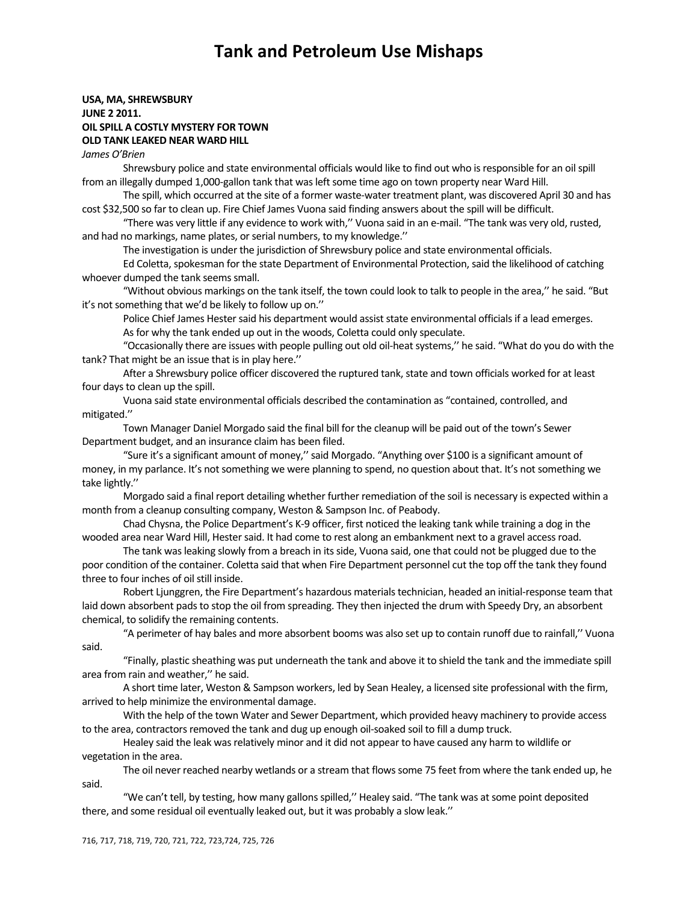# Tank and Petroleum Use Mishaps

**USA, MA, SHREWSBURY**
**JUNE 2 2011.**
**OIL SPILL A COSTLY MYSTERY FOR TOWN**
**OLD TANK LEAKED NEAR WARD HILL**

*James O'Brien*

Shrewsbury police and state environmental officials would like to find out who is responsible for an oil spill from an illegally dumped 1,000-gallon tank that was left some time ago on town property near Ward Hill.

The spill, which occurred at the site of a former waste-water treatment plant, was discovered April 30 and has cost $32,500 so far to clean up. Fire Chief James Vuona said finding answers about the spill will be difficult.

"There was very little if any evidence to work with,'' Vuona said in an e-mail. "The tank was very old, rusted, and had no markings, name plates, or serial numbers, to my knowledge.''

The investigation is under the jurisdiction of Shrewsbury police and state environmental officials.

Ed Coletta, spokesman for the state Department of Environmental Protection, said the likelihood of catching whoever dumped the tank seems small.

"Without obvious markings on the tank itself, the town could look to talk to people in the area,'' he said. "But it's not something that we'd be likely to follow up on.''

Police Chief James Hester said his department would assist state environmental officials if a lead emerges.

As for why the tank ended up out in the woods, Coletta could only speculate.

"Occasionally there are issues with people pulling out old oil-heat systems,'' he said. "What do you do with the tank? That might be an issue that is in play here.''

After a Shrewsbury police officer discovered the ruptured tank, state and town officials worked for at least four days to clean up the spill.

Vuona said state environmental officials described the contamination as "contained, controlled, and mitigated.''

Town Manager Daniel Morgado said the final bill for the cleanup will be paid out of the town's Sewer Department budget, and an insurance claim has been filed.

"Sure it's a significant amount of money,'' said Morgado. "Anything over $100 is a significant amount of money, in my parlance. It's not something we were planning to spend, no question about that. It's not something we take lightly.''

Morgado said a final report detailing whether further remediation of the soil is necessary is expected within a month from a cleanup consulting company, Weston & Sampson Inc. of Peabody.

Chad Chysna, the Police Department's K-9 officer, first noticed the leaking tank while training a dog in the wooded area near Ward Hill, Hester said. It had come to rest along an embankment next to a gravel access road.

The tank was leaking slowly from a breach in its side, Vuona said, one that could not be plugged due to the poor condition of the container. Coletta said that when Fire Department personnel cut the top off the tank they found three to four inches of oil still inside.

Robert Ljunggren, the Fire Department's hazardous materials technician, headed an initial-response team that laid down absorbent pads to stop the oil from spreading. They then injected the drum with Speedy Dry, an absorbent chemical, to solidify the remaining contents.

"A perimeter of hay bales and more absorbent booms was also set up to contain runoff due to rainfall,'' Vuona said.

"Finally, plastic sheathing was put underneath the tank and above it to shield the tank and the immediate spill area from rain and weather,'' he said.

A short time later, Weston & Sampson workers, led by Sean Healey, a licensed site professional with the firm, arrived to help minimize the environmental damage.

With the help of the town Water and Sewer Department, which provided heavy machinery to provide access to the area, contractors removed the tank and dug up enough oil-soaked soil to fill a dump truck.

Healey said the leak was relatively minor and it did not appear to have caused any harm to wildlife or vegetation in the area.

The oil never reached nearby wetlands or a stream that flows some 75 feet from where the tank ended up, he said.

"We can't tell, by testing, how many gallons spilled,'' Healey said. "The tank was at some point deposited there, and some residual oil eventually leaked out, but it was probably a slow leak.''

716, 717, 718, 719, 720, 721, 722, 723,724, 725, 726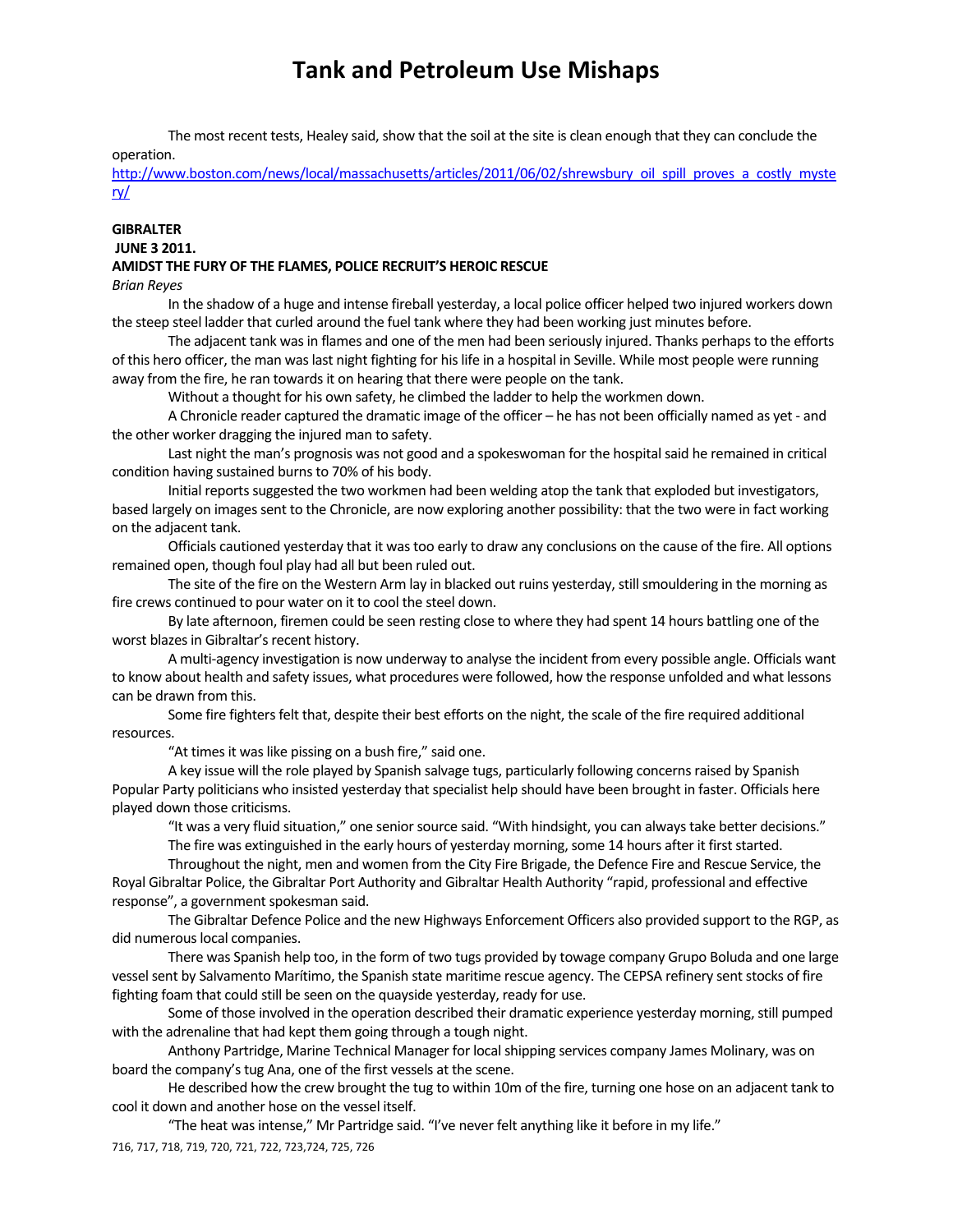The most recent tests, Healey said, show that the soil at the site is clean enough that they can conclude the operation.

[http://www.boston.com/news/local/massachusetts/articles/2011/06/02/shrewsbury_oil_spill_proves_a_costly_mystery/](http://www.boston.com/news/local/massachusetts/articles/2011/06/02/shrewsbury_oil_spill_proves_a_costly_mystery/)

**GIBRALTER**

**JUNE 3 2011.**

**AMIDST THE FURY OF THE FLAMES, POLICE RECRUIT'S HEROIC RESCUE**

*Brian Reyes*

In the shadow of a huge and intense fireball yesterday, a local police officer helped two injured workers down the steep steel ladder that curled around the fuel tank where they had been working just minutes before.

The adjacent tank was in flames and one of the men had been seriously injured. Thanks perhaps to the efforts of this hero officer, the man was last night fighting for his life in a hospital in Seville. While most people were running away from the fire, he ran towards it on hearing that there were people on the tank.

Without a thought for his own safety, he climbed the ladder to help the workmen down.

A Chronicle reader captured the dramatic image of the officer – he has not been officially named as yet - and the other worker dragging the injured man to safety.

Last night the man's prognosis was not good and a spokeswoman for the hospital said he remained in critical condition having sustained burns to 70% of his body.

Initial reports suggested the two workmen had been welding atop the tank that exploded but investigators, based largely on images sent to the Chronicle, are now exploring another possibility: that the two were in fact working on the adjacent tank.

Officials cautioned yesterday that it was too early to draw any conclusions on the cause of the fire. All options remained open, though foul play had all but been ruled out.

The site of the fire on the Western Arm lay in blacked out ruins yesterday, still smouldering in the morning as fire crews continued to pour water on it to cool the steel down.

By late afternoon, firemen could be seen resting close to where they had spent 14 hours battling one of the worst blazes in Gibraltar's recent history.

A multi-agency investigation is now underway to analyse the incident from every possible angle. Officials want to know about health and safety issues, what procedures were followed, how the response unfolded and what lessons can be drawn from this.

Some fire fighters felt that, despite their best efforts on the night, the scale of the fire required additional resources.

"At times it was like pissing on a bush fire," said one.

A key issue will the role played by Spanish salvage tugs, particularly following concerns raised by Spanish Popular Party politicians who insisted yesterday that specialist help should have been brought in faster. Officials here played down those criticisms.

"It was a very fluid situation," one senior source said. "With hindsight, you can always take better decisions."

The fire was extinguished in the early hours of yesterday morning, some 14 hours after it first started.

Throughout the night, men and women from the City Fire Brigade, the Defence Fire and Rescue Service, the Royal Gibraltar Police, the Gibraltar Port Authority and Gibraltar Health Authority "rapid, professional and effective response", a government spokesman said.

The Gibraltar Defence Police and the new Highways Enforcement Officers also provided support to the RGP, as did numerous local companies.

There was Spanish help too, in the form of two tugs provided by towage company Grupo Boluda and one large vessel sent by Salvamento Marítimo, the Spanish state maritime rescue agency. The CEPSA refinery sent stocks of fire fighting foam that could still be seen on the quayside yesterday, ready for use.

Some of those involved in the operation described their dramatic experience yesterday morning, still pumped with the adrenaline that had kept them going through a tough night.

Anthony Partridge, Marine Technical Manager for local shipping services company James Molinary, was on board the company's tug Ana, one of the first vessels at the scene.

He described how the crew brought the tug to within 10m of the fire, turning one hose on an adjacent tank to cool it down and another hose on the vessel itself.

"The heat was intense," Mr Partridge said. "I've never felt anything like it before in my life."

716, 717, 718, 719, 720, 721, 722, 723,724, 725, 726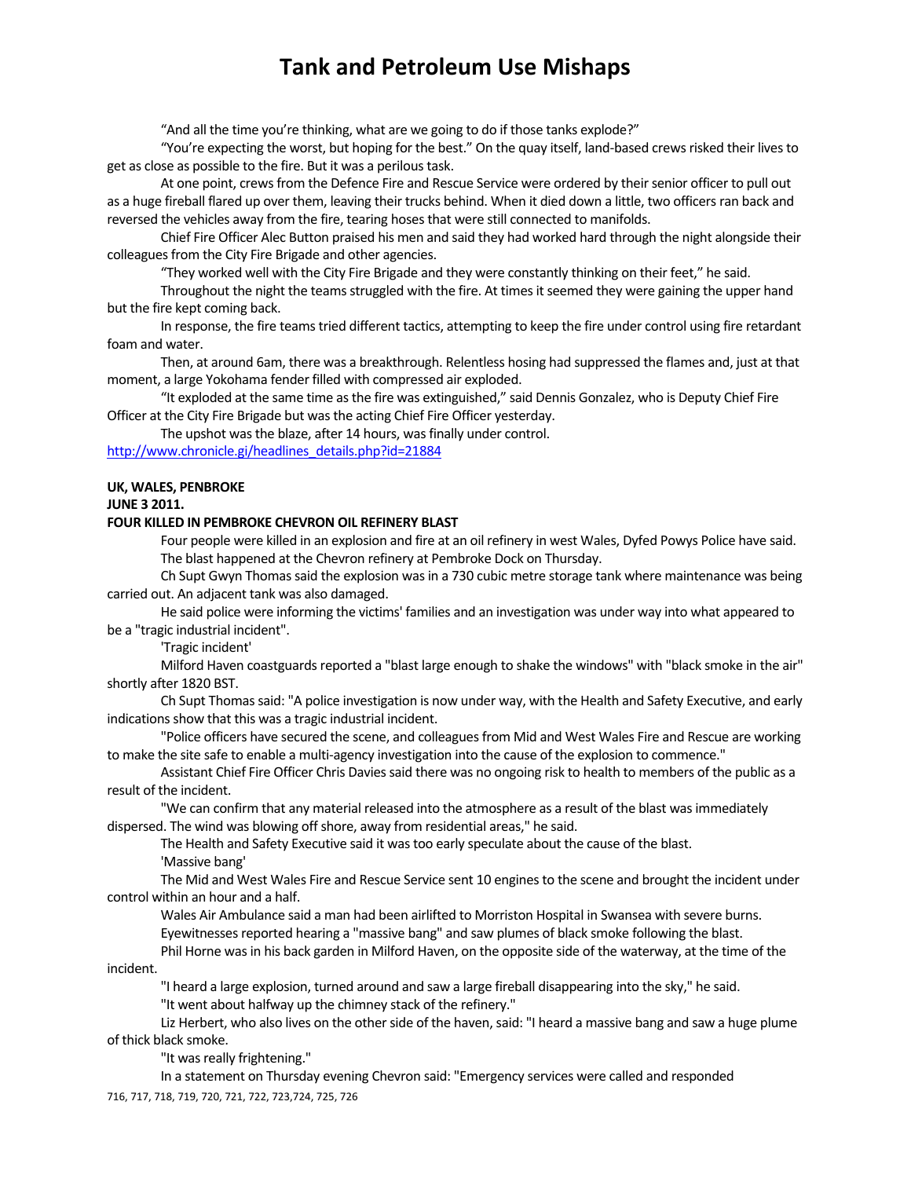"And all the time you're thinking, what are we going to do if those tanks explode?"

"You're expecting the worst, but hoping for the best." On the quay itself, land-based crews risked their lives to get as close as possible to the fire. But it was a perilous task.

At one point, crews from the Defence Fire and Rescue Service were ordered by their senior officer to pull out as a huge fireball flared up over them, leaving their trucks behind. When it died down a little, two officers ran back and reversed the vehicles away from the fire, tearing hoses that were still connected to manifolds.

Chief Fire Officer Alec Button praised his men and said they had worked hard through the night alongside their colleagues from the City Fire Brigade and other agencies.

"They worked well with the City Fire Brigade and they were constantly thinking on their feet," he said.

Throughout the night the teams struggled with the fire. At times it seemed they were gaining the upper hand but the fire kept coming back.

In response, the fire teams tried different tactics, attempting to keep the fire under control using fire retardant foam and water.

Then, at around 6am, there was a breakthrough. Relentless hosing had suppressed the flames and, just at that moment, a large Yokohama fender filled with compressed air exploded.

"It exploded at the same time as the fire was extinguished," said Dennis Gonzalez, who is Deputy Chief Fire Officer at the City Fire Brigade but was the acting Chief Fire Officer yesterday.

The upshot was the blaze, after 14 hours, was finally under control.

http://www.chronicle.gi/headlines_details.php?id=21884

**UK, WALES, PEMBROKE**
**JUNE 3 2011.**
**FOUR KILLED IN PEMBROKE CHEVRON OIL REFINERY BLAST**

Four people were killed in an explosion and fire at an oil refinery in west Wales, Dyfed Powys Police have said.

The blast happened at the Chevron refinery at Pembroke Dock on Thursday.

Ch Supt Gwyn Thomas said the explosion was in a 730 cubic metre storage tank where maintenance was being carried out. An adjacent tank was also damaged.

He said police were informing the victims' families and an investigation was under way into what appeared to be a "tragic industrial incident".

'Tragic incident'

Milford Haven coastguards reported a "blast large enough to shake the windows" with "black smoke in the air" shortly after 1820 BST.

Ch Supt Thomas said: "A police investigation is now under way, with the Health and Safety Executive, and early indications show that this was a tragic industrial incident.

"Police officers have secured the scene, and colleagues from Mid and West Wales Fire and Rescue are working to make the site safe to enable a multi-agency investigation into the cause of the explosion to commence."

Assistant Chief Fire Officer Chris Davies said there was no ongoing risk to health to members of the public as a result of the incident.

"We can confirm that any material released into the atmosphere as a result of the blast was immediately dispersed. The wind was blowing off shore, away from residential areas," he said.

The Health and Safety Executive said it was too early speculate about the cause of the blast.

'Massive bang'

The Mid and West Wales Fire and Rescue Service sent 10 engines to the scene and brought the incident under control within an hour and a half.

Wales Air Ambulance said a man had been airlifted to Morriston Hospital in Swansea with severe burns.

Eyewitnesses reported hearing a "massive bang" and saw plumes of black smoke following the blast.

Phil Horne was in his back garden in Milford Haven, on the opposite side of the waterway, at the time of the incident.

"I heard a large explosion, turned around and saw a large fireball disappearing into the sky," he said.

"It went about halfway up the chimney stack of the refinery."

Liz Herbert, who also lives on the other side of the haven, said: "I heard a massive bang and saw a huge plume of thick black smoke.

"It was really frightening."

In a statement on Thursday evening Chevron said: "Emergency services were called and responded

716, 717, 718, 719, 720, 721, 722, 723,724, 725, 726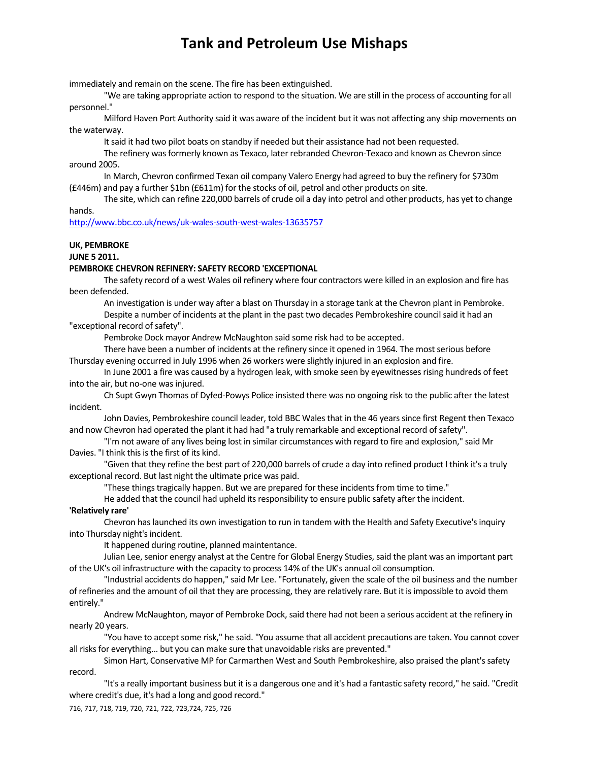immediately and remain on the scene. The fire has been extinguished.

"We are taking appropriate action to respond to the situation. We are still in the process of accounting for all personnel."

Milford Haven Port Authority said it was aware of the incident but it was not affecting any ship movements on the waterway.

It said it had two pilot boats on standby if needed but their assistance had not been requested.

The refinery was formerly known as Texaco, later rebranded Chevron-Texaco and known as Chevron since around 2005.

In March, Chevron confirmed Texan oil company Valero Energy had agreed to buy the refinery for $730m (£446m) and pay a further $1bn (£611m) for the stocks of oil, petrol and other products on site.

The site, which can refine 220,000 barrels of crude oil a day into petrol and other products, has yet to change hands.

http://www.bbc.co.uk/news/uk-wales-south-west-wales-13635757

**UK, PEMBROKE**

**JUNE 5 2011.**

**PEMBROKE CHEVRON REFINERY: SAFETY RECORD 'EXCEPTIONAL**

The safety record of a west Wales oil refinery where four contractors were killed in an explosion and fire has been defended.

An investigation is under way after a blast on Thursday in a storage tank at the Chevron plant in Pembroke.

Despite a number of incidents at the plant in the past two decades Pembrokeshire council said it had an "exceptional record of safety".

Pembroke Dock mayor Andrew McNaughton said some risk had to be accepted.

There have been a number of incidents at the refinery since it opened in 1964. The most serious before Thursday evening occurred in July 1996 when 26 workers were slightly injured in an explosion and fire.

In June 2001 a fire was caused by a hydrogen leak, with smoke seen by eyewitnesses rising hundreds of feet into the air, but no-one was injured.

Ch Supt Gwyn Thomas of Dyfed-Powys Police insisted there was no ongoing risk to the public after the latest incident.

John Davies, Pembrokeshire council leader, told BBC Wales that in the 46 years since first Regent then Texaco and now Chevron had operated the plant it had had "a truly remarkable and exceptional record of safety".

"I'm not aware of any lives being lost in similar circumstances with regard to fire and explosion," said Mr Davies. "I think this is the first of its kind.

"Given that they refine the best part of 220,000 barrels of crude a day into refined product I think it's a truly exceptional record. But last night the ultimate price was paid.

"These things tragically happen. But we are prepared for these incidents from time to time."

He added that the council had upheld its responsibility to ensure public safety after the incident.

**'Relatively rare'**

Chevron has launched its own investigation to run in tandem with the Health and Safety Executive's inquiry into Thursday night's incident.

It happened during routine, planned maintenance.

Julian Lee, senior energy analyst at the Centre for Global Energy Studies, said the plant was an important part of the UK's oil infrastructure with the capacity to process 14% of the UK's annual oil consumption.

"Industrial accidents do happen," said Mr Lee. "Fortunately, given the scale of the oil business and the number of refineries and the amount of oil that they are processing, they are relatively rare. But it is impossible to avoid them entirely."

Andrew McNaughton, mayor of Pembroke Dock, said there had not been a serious accident at the refinery in nearly 20 years.

"You have to accept some risk," he said. "You assume that all accident precautions are taken. You cannot cover all risks for everything... but you can make sure that unavoidable risks are prevented."

Simon Hart, Conservative MP for Carmarthen West and South Pembrokeshire, also praised the plant's safety record.

"It's a really important business but it is a dangerous one and it's had a fantastic safety record," he said. "Credit where credit's due, it's had a long and good record."

716, 717, 718, 719, 720, 721, 722, 723,724, 725, 726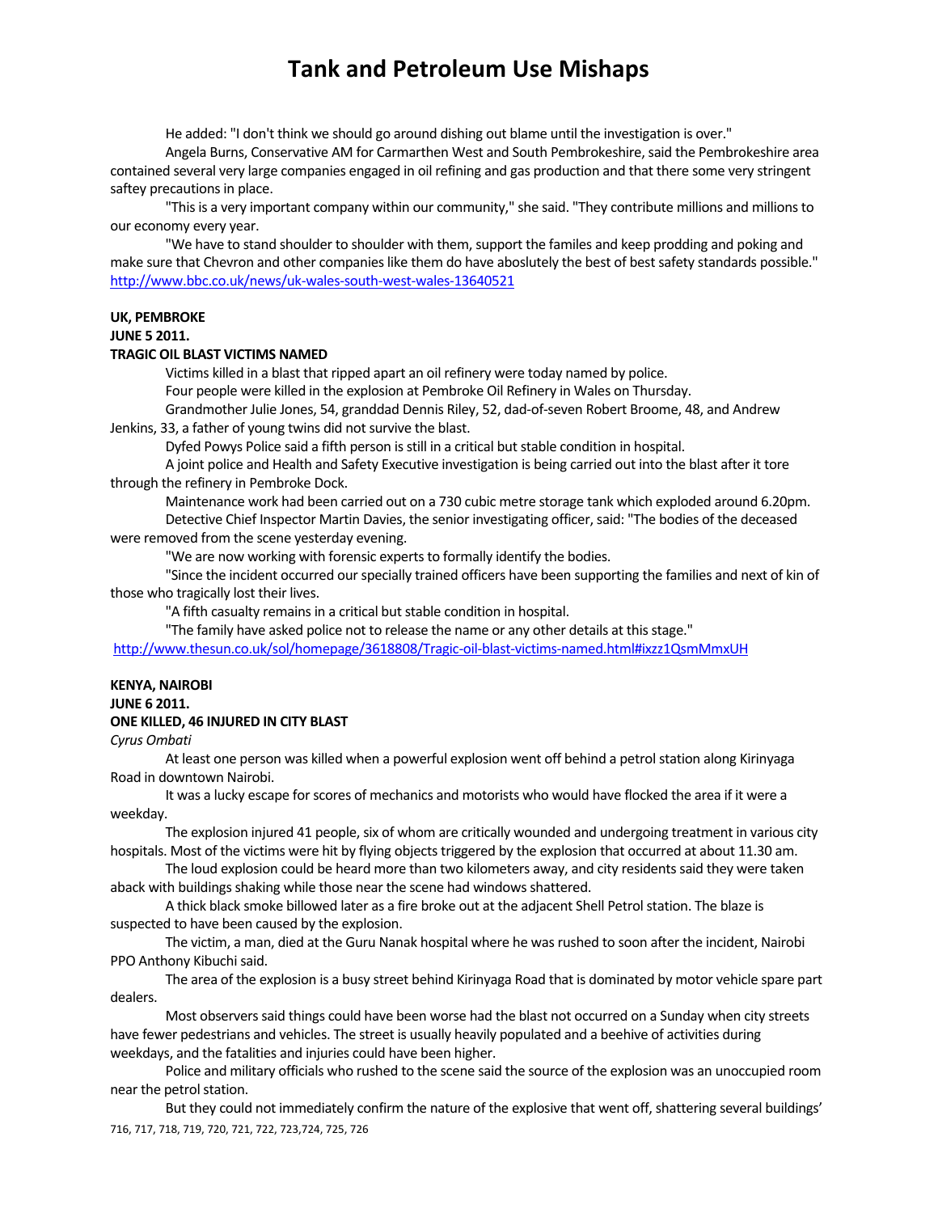He added: "I don't think we should go around dishing out blame until the investigation is over."

Angela Burns, Conservative AM for Carmarthen West and South Pembrokeshire, said the Pembrokeshire area contained several very large companies engaged in oil refining and gas production and that there some very stringent saftey precautions in place.

"This is a very important company within our community," she said. "They contribute millions and millions to our economy every year.

"We have to stand shoulder to shoulder with them, support the familes and keep prodding and poking and make sure that Chevron and other companies like them do have aboslutely the best of best safety standards possible."
http://www.bbc.co.uk/news/uk-wales-south-west-wales-13640521

**UK, PEMBROKE**
**JUNE 5 2011.**
**TRAGIC OIL BLAST VICTIMS NAMED**

Victims killed in a blast that ripped apart an oil refinery were today named by police.

Four people were killed in the explosion at Pembroke Oil Refinery in Wales on Thursday.

Grandmother Julie Jones, 54, granddad Dennis Riley, 52, dad-of-seven Robert Broome, 48, and Andrew Jenkins, 33, a father of young twins did not survive the blast.

Dyfed Powys Police said a fifth person is still in a critical but stable condition in hospital.

A joint police and Health and Safety Executive investigation is being carried out into the blast after it tore through the refinery in Pembroke Dock.

Maintenance work had been carried out on a 730 cubic metre storage tank which exploded around 6.20pm.

Detective Chief Inspector Martin Davies, the senior investigating officer, said: "The bodies of the deceased were removed from the scene yesterday evening.

"We are now working with forensic experts to formally identify the bodies.

"Since the incident occurred our specially trained officers have been supporting the families and next of kin of those who tragically lost their lives.

"A fifth casualty remains in a critical but stable condition in hospital.

"The family have asked police not to release the name or any other details at this stage."
http://www.thesun.co.uk/sol/homepage/3618808/Tragic-oil-blast-victims-named.html#ixzz1QsmMmxUH

**KENYA, NAIROBI**
**JUNE 6 2011.**
**ONE KILLED, 46 INJURED IN CITY BLAST**
*Cyrus Ombati*

At least one person was killed when a powerful explosion went off behind a petrol station along Kirinyaga Road in downtown Nairobi.

It was a lucky escape for scores of mechanics and motorists who would have flocked the area if it were a weekday.

The explosion injured 41 people, six of whom are critically wounded and undergoing treatment in various city hospitals. Most of the victims were hit by flying objects triggered by the explosion that occurred at about 11.30 am.

The loud explosion could be heard more than two kilometers away, and city residents said they were taken aback with buildings shaking while those near the scene had windows shattered.

A thick black smoke billowed later as a fire broke out at the adjacent Shell Petrol station. The blaze is suspected to have been caused by the explosion.

The victim, a man, died at the Guru Nanak hospital where he was rushed to soon after the incident, Nairobi PPO Anthony Kibuchi said.

The area of the explosion is a busy street behind Kirinyaga Road that is dominated by motor vehicle spare part dealers.

Most observers said things could have been worse had the blast not occurred on a Sunday when city streets have fewer pedestrians and vehicles. The street is usually heavily populated and a beehive of activities during weekdays, and the fatalities and injuries could have been higher.

Police and military officials who rushed to the scene said the source of the explosion was an unoccupied room near the petrol station.

But they could not immediately confirm the nature of the explosive that went off, shattering several buildings'

716, 717, 718, 719, 720, 721, 722, 723,724, 725, 726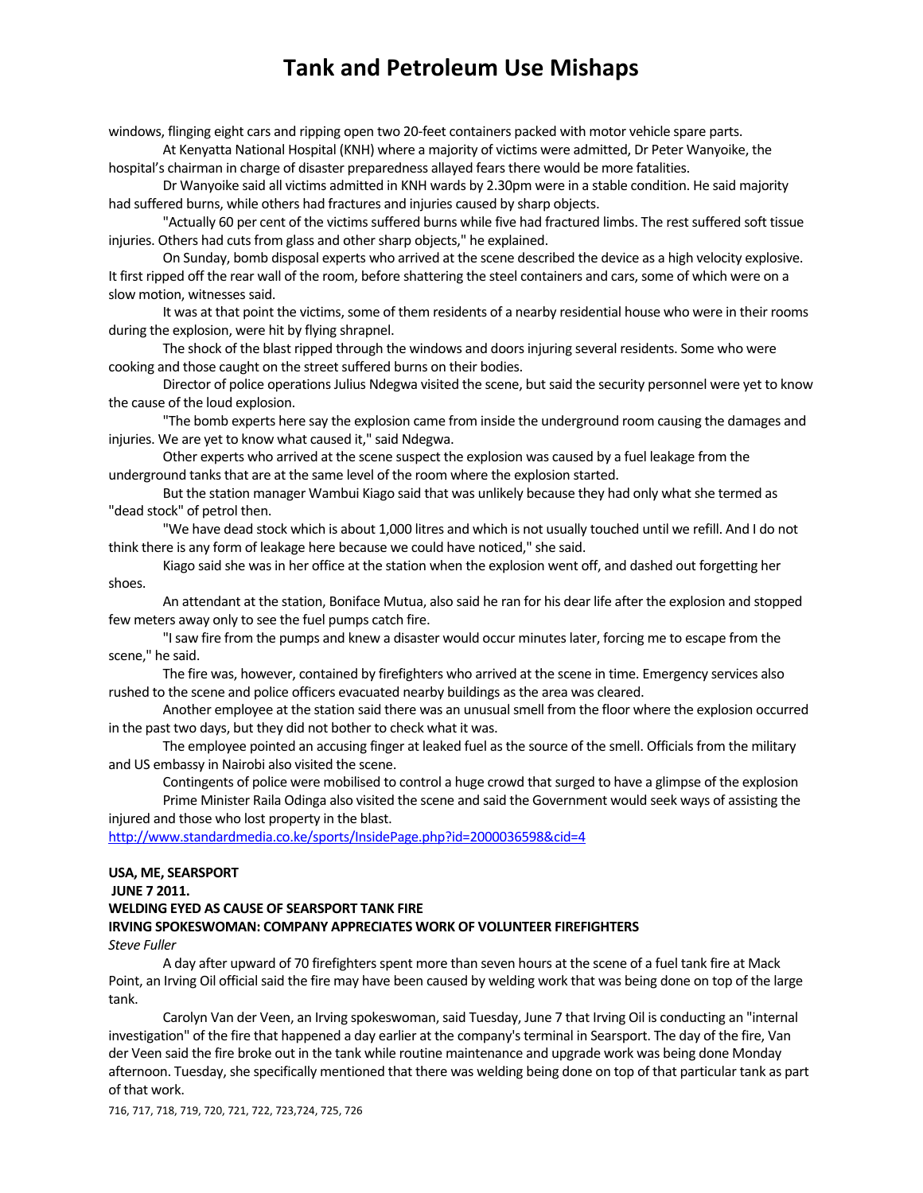windows, flinging eight cars and ripping open two 20-feet containers packed with motor vehicle spare parts.

At Kenyatta National Hospital (KNH) where a majority of victims were admitted, Dr Peter Wanyoike, the hospital's chairman in charge of disaster preparedness allayed fears there would be more fatalities.

Dr Wanyoike said all victims admitted in KNH wards by 2.30pm were in a stable condition. He said majority had suffered burns, while others had fractures and injuries caused by sharp objects.

"Actually 60 per cent of the victims suffered burns while five had fractured limbs. The rest suffered soft tissue injuries. Others had cuts from glass and other sharp objects," he explained.

On Sunday, bomb disposal experts who arrived at the scene described the device as a high velocity explosive. It first ripped off the rear wall of the room, before shattering the steel containers and cars, some of which were on a slow motion, witnesses said.

It was at that point the victims, some of them residents of a nearby residential house who were in their rooms during the explosion, were hit by flying shrapnel.

The shock of the blast ripped through the windows and doors injuring several residents. Some who were cooking and those caught on the street suffered burns on their bodies.

Director of police operations Julius Ndegwa visited the scene, but said the security personnel were yet to know the cause of the loud explosion.

"The bomb experts here say the explosion came from inside the underground room causing the damages and injuries. We are yet to know what caused it," said Ndegwa.

Other experts who arrived at the scene suspect the explosion was caused by a fuel leakage from the underground tanks that are at the same level of the room where the explosion started.

But the station manager Wambui Kiago said that was unlikely because they had only what she termed as "dead stock" of petrol then.

"We have dead stock which is about 1,000 litres and which is not usually touched until we refill. And I do not think there is any form of leakage here because we could have noticed," she said.

Kiago said she was in her office at the station when the explosion went off, and dashed out forgetting her shoes.

An attendant at the station, Boniface Mutua, also said he ran for his dear life after the explosion and stopped few meters away only to see the fuel pumps catch fire.

"I saw fire from the pumps and knew a disaster would occur minutes later, forcing me to escape from the scene," he said.

The fire was, however, contained by firefighters who arrived at the scene in time. Emergency services also rushed to the scene and police officers evacuated nearby buildings as the area was cleared.

Another employee at the station said there was an unusual smell from the floor where the explosion occurred in the past two days, but they did not bother to check what it was.

The employee pointed an accusing finger at leaked fuel as the source of the smell. Officials from the military and US embassy in Nairobi also visited the scene.

Contingents of police were mobilised to control a huge crowd that surged to have a glimpse of the explosion

Prime Minister Raila Odinga also visited the scene and said the Government would seek ways of assisting the injured and those who lost property in the blast.

http://www.standardmedia.co.ke/sports/InsidePage.php?id=2000036598&cid=4

**USA, ME, SEARSPORT**

**JUNE 7 2011.**

**WELDING EYED AS CAUSE OF SEARSPORT TANK FIRE**

**IRVING SPOKESWOMAN: COMPANY APPRECIATES WORK OF VOLUNTEER FIREFIGHTERS**

*Steve Fuller*

A day after upward of 70 firefighters spent more than seven hours at the scene of a fuel tank fire at Mack Point, an Irving Oil official said the fire may have been caused by welding work that was being done on top of the large tank.

Carolyn Van der Veen, an Irving spokeswoman, said Tuesday, June 7 that Irving Oil is conducting an "internal investigation" of the fire that happened a day earlier at the company's terminal in Searsport. The day of the fire, Van der Veen said the fire broke out in the tank while routine maintenance and upgrade work was being done Monday afternoon. Tuesday, she specifically mentioned that there was welding being done on top of that particular tank as part of that work.

716, 717, 718, 719, 720, 721, 722, 723,724, 725, 726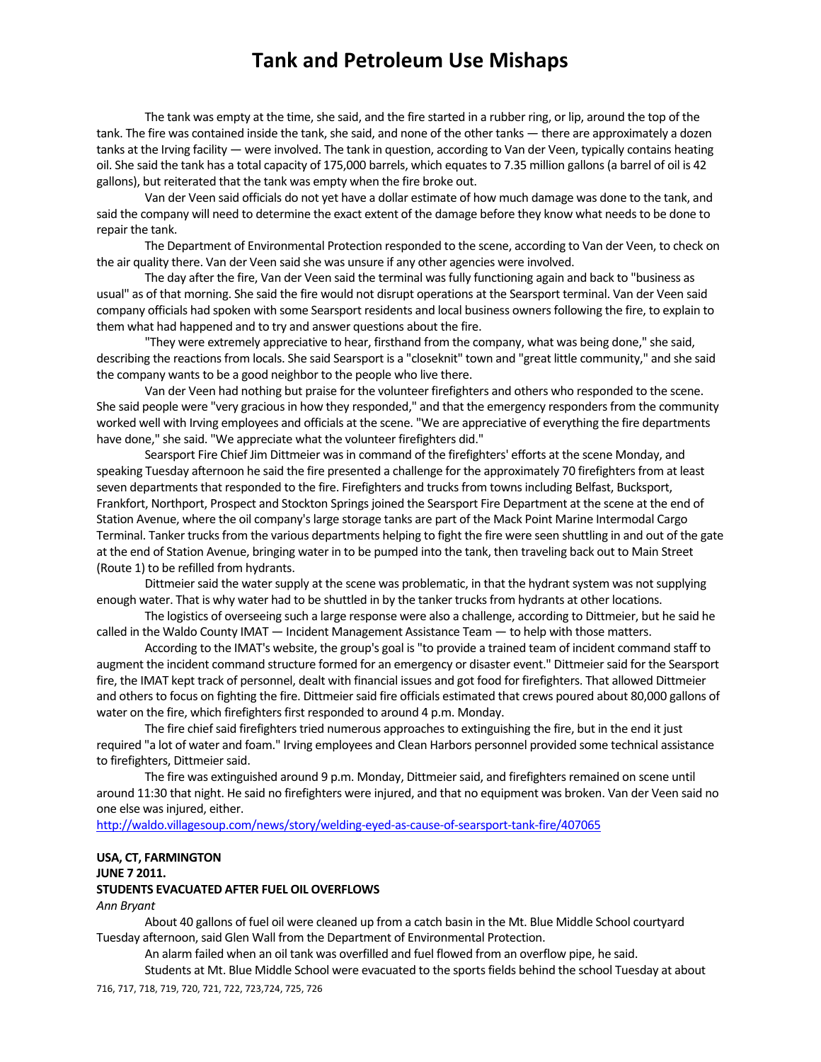The tank was empty at the time, she said, and the fire started in a rubber ring, or lip, around the top of the tank. The fire was contained inside the tank, she said, and none of the other tanks — there are approximately a dozen tanks at the Irving facility — were involved. The tank in question, according to Van der Veen, typically contains heating oil. She said the tank has a total capacity of 175,000 barrels, which equates to 7.35 million gallons (a barrel of oil is 42 gallons), but reiterated that the tank was empty when the fire broke out.

Van der Veen said officials do not yet have a dollar estimate of how much damage was done to the tank, and said the company will need to determine the exact extent of the damage before they know what needs to be done to repair the tank.

The Department of Environmental Protection responded to the scene, according to Van der Veen, to check on the air quality there. Van der Veen said she was unsure if any other agencies were involved.

The day after the fire, Van der Veen said the terminal was fully functioning again and back to "business as usual" as of that morning. She said the fire would not disrupt operations at the Searsport terminal. Van der Veen said company officials had spoken with some Searsport residents and local business owners following the fire, to explain to them what had happened and to try and answer questions about the fire.

"They were extremely appreciative to hear, firsthand from the company, what was being done," she said, describing the reactions from locals. She said Searsport is a "closeknit" town and "great little community," and she said the company wants to be a good neighbor to the people who live there.

Van der Veen had nothing but praise for the volunteer firefighters and others who responded to the scene. She said people were "very gracious in how they responded," and that the emergency responders from the community worked well with Irving employees and officials at the scene. "We are appreciative of everything the fire departments have done," she said. "We appreciate what the volunteer firefighters did."

Searsport Fire Chief Jim Dittmeier was in command of the firefighters' efforts at the scene Monday, and speaking Tuesday afternoon he said the fire presented a challenge for the approximately 70 firefighters from at least seven departments that responded to the fire. Firefighters and trucks from towns including Belfast, Bucksport, Frankfort, Northport, Prospect and Stockton Springs joined the Searsport Fire Department at the scene at the end of Station Avenue, where the oil company's large storage tanks are part of the Mack Point Marine Intermodal Cargo Terminal. Tanker trucks from the various departments helping to fight the fire were seen shuttling in and out of the gate at the end of Station Avenue, bringing water in to be pumped into the tank, then traveling back out to Main Street (Route 1) to be refilled from hydrants.

Dittmeier said the water supply at the scene was problematic, in that the hydrant system was not supplying enough water. That is why water had to be shuttled in by the tanker trucks from hydrants at other locations.

The logistics of overseeing such a large response were also a challenge, according to Dittmeier, but he said he called in the Waldo County IMAT — Incident Management Assistance Team — to help with those matters.

According to the IMAT's website, the group's goal is "to provide a trained team of incident command staff to augment the incident command structure formed for an emergency or disaster event." Dittmeier said for the Searsport fire, the IMAT kept track of personnel, dealt with financial issues and got food for firefighters. That allowed Dittmeier and others to focus on fighting the fire. Dittmeier said fire officials estimated that crews poured about 80,000 gallons of water on the fire, which firefighters first responded to around 4 p.m. Monday.

The fire chief said firefighters tried numerous approaches to extinguishing the fire, but in the end it just required "a lot of water and foam." Irving employees and Clean Harbors personnel provided some technical assistance to firefighters, Dittmeier said.

The fire was extinguished around 9 p.m. Monday, Dittmeier said, and firefighters remained on scene until around 11:30 that night. He said no firefighters were injured, and that no equipment was broken. Van der Veen said no one else was injured, either.

http://waldo.villagesoup.com/news/story/welding-eyed-as-cause-of-searsport-tank-fire/407065

**USA, CT, FARMINGTON**
**JUNE 7 2011.**
**STUDENTS EVACUATED AFTER FUEL OIL OVERFLOWS**
*Ann Bryant*

About 40 gallons of fuel oil were cleaned up from a catch basin in the Mt. Blue Middle School courtyard Tuesday afternoon, said Glen Wall from the Department of Environmental Protection.

An alarm failed when an oil tank was overfilled and fuel flowed from an overflow pipe, he said.

Students at Mt. Blue Middle School were evacuated to the sports fields behind the school Tuesday at about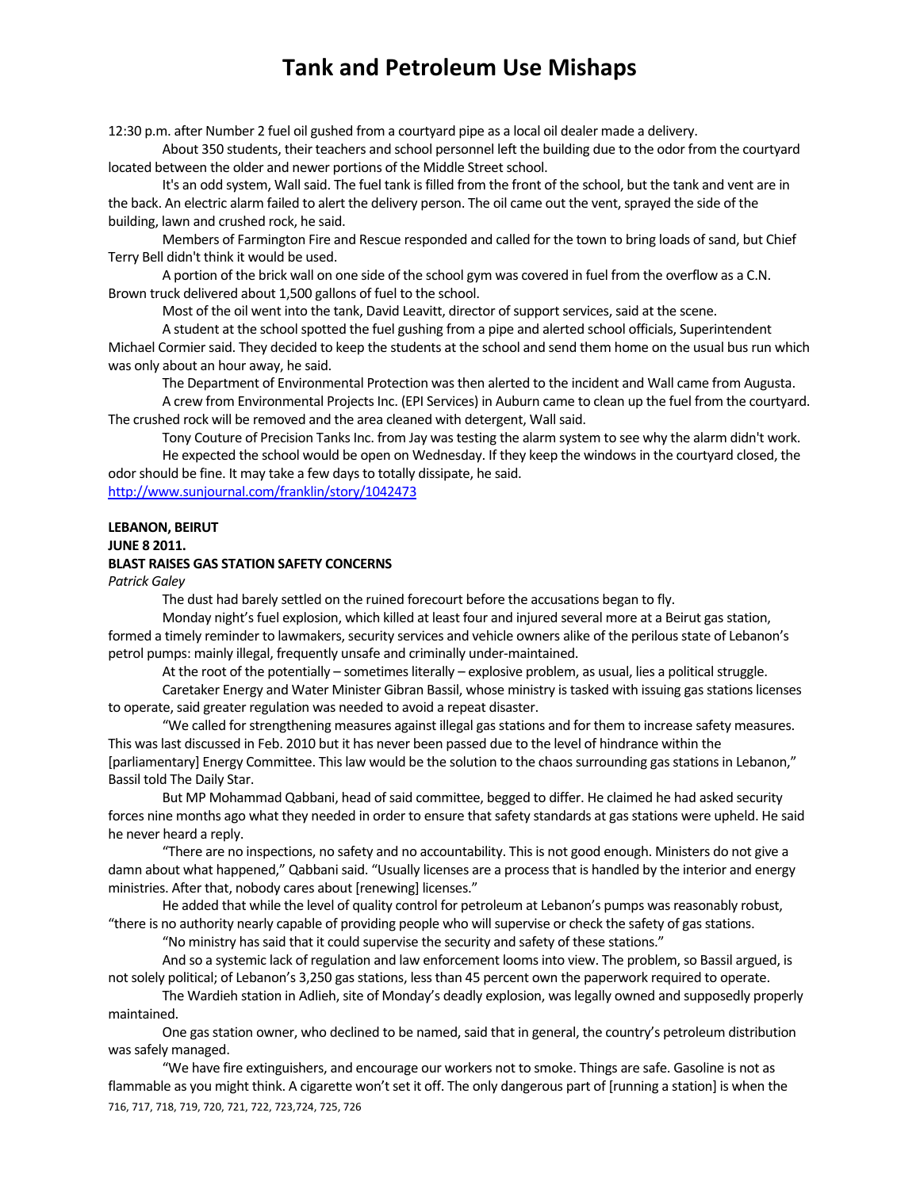12:30 p.m. after Number 2 fuel oil gushed from a courtyard pipe as a local oil dealer made a delivery.

About 350 students, their teachers and school personnel left the building due to the odor from the courtyard located between the older and newer portions of the Middle Street school.

It's an odd system, Wall said. The fuel tank is filled from the front of the school, but the tank and vent are in the back. An electric alarm failed to alert the delivery person. The oil came out the vent, sprayed the side of the building, lawn and crushed rock, he said.

Members of Farmington Fire and Rescue responded and called for the town to bring loads of sand, but Chief Terry Bell didn't think it would be used.

A portion of the brick wall on one side of the school gym was covered in fuel from the overflow as a C.N. Brown truck delivered about 1,500 gallons of fuel to the school.

Most of the oil went into the tank, David Leavitt, director of support services, said at the scene.

A student at the school spotted the fuel gushing from a pipe and alerted school officials, Superintendent Michael Cormier said. They decided to keep the students at the school and send them home on the usual bus run which was only about an hour away, he said.

The Department of Environmental Protection was then alerted to the incident and Wall came from Augusta.

A crew from Environmental Projects Inc. (EPI Services) in Auburn came to clean up the fuel from the courtyard. The crushed rock will be removed and the area cleaned with detergent, Wall said.

Tony Couture of Precision Tanks Inc. from Jay was testing the alarm system to see why the alarm didn't work.

He expected the school would be open on Wednesday. If they keep the windows in the courtyard closed, the odor should be fine. It may take a few days to totally dissipate, he said.

http://www.sunjournal.com/franklin/story/1042473

**LEBANON, BEIRUT**
**JUNE 8 2011.**
**BLAST RAISES GAS STATION SAFETY CONCERNS**
*Patrick Galey*

The dust had barely settled on the ruined forecourt before the accusations began to fly.

Monday night's fuel explosion, which killed at least four and injured several more at a Beirut gas station, formed a timely reminder to lawmakers, security services and vehicle owners alike of the perilous state of Lebanon's petrol pumps: mainly illegal, frequently unsafe and criminally under-maintained.

At the root of the potentially – sometimes literally – explosive problem, as usual, lies a political struggle.

Caretaker Energy and Water Minister Gibran Bassil, whose ministry is tasked with issuing gas stations licenses to operate, said greater regulation was needed to avoid a repeat disaster.

"We called for strengthening measures against illegal gas stations and for them to increase safety measures. This was last discussed in Feb. 2010 but it has never been passed due to the level of hindrance within the [parliamentary] Energy Committee. This law would be the solution to the chaos surrounding gas stations in Lebanon," Bassil told The Daily Star.

But MP Mohammad Qabbani, head of said committee, begged to differ. He claimed he had asked security forces nine months ago what they needed in order to ensure that safety standards at gas stations were upheld. He said he never heard a reply.

"There are no inspections, no safety and no accountability. This is not good enough. Ministers do not give a damn about what happened," Qabbani said. "Usually licenses are a process that is handled by the interior and energy ministries. After that, nobody cares about [renewing] licenses."

He added that while the level of quality control for petroleum at Lebanon's pumps was reasonably robust, "there is no authority nearly capable of providing people who will supervise or check the safety of gas stations.

"No ministry has said that it could supervise the security and safety of these stations."

And so a systemic lack of regulation and law enforcement looms into view. The problem, so Bassil argued, is not solely political; of Lebanon's 3,250 gas stations, less than 45 percent own the paperwork required to operate.

The Wardieh station in Adlieh, site of Monday's deadly explosion, was legally owned and supposedly properly maintained.

One gas station owner, who declined to be named, said that in general, the country's petroleum distribution was safely managed.

"We have fire extinguishers, and encourage our workers not to smoke. Things are safe. Gasoline is not as flammable as you might think. A cigarette won't set it off. The only dangerous part of [running a station] is when the

716, 717, 718, 719, 720, 721, 722, 723,724, 725, 726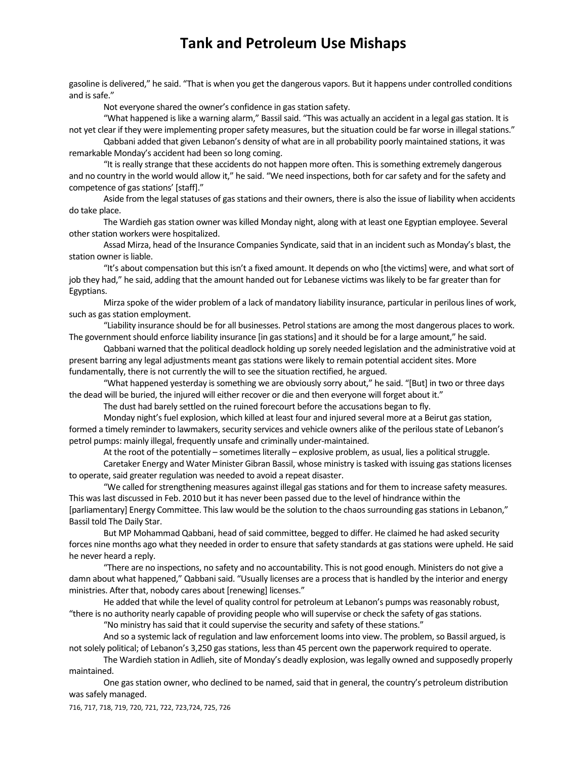gasoline is delivered," he said. "That is when you get the dangerous vapors. But it happens under controlled conditions and is safe."

Not everyone shared the owner's confidence in gas station safety.

"What happened is like a warning alarm," Bassil said. "This was actually an accident in a legal gas station. It is not yet clear if they were implementing proper safety measures, but the situation could be far worse in illegal stations."

Qabbani added that given Lebanon's density of what are in all probability poorly maintained stations, it was remarkable Monday's accident had been so long coming.

"It is really strange that these accidents do not happen more often. This is something extremely dangerous and no country in the world would allow it," he said. "We need inspections, both for car safety and for the safety and competence of gas stations' [staff]."

Aside from the legal statuses of gas stations and their owners, there is also the issue of liability when accidents do take place.

The Wardieh gas station owner was killed Monday night, along with at least one Egyptian employee. Several other station workers were hospitalized.

Assad Mirza, head of the Insurance Companies Syndicate, said that in an incident such as Monday's blast, the station owner is liable.

"It's about compensation but this isn't a fixed amount. It depends on who [the victims] were, and what sort of job they had," he said, adding that the amount handed out for Lebanese victims was likely to be far greater than for Egyptians.

Mirza spoke of the wider problem of a lack of mandatory liability insurance, particular in perilous lines of work, such as gas station employment.

"Liability insurance should be for all businesses. Petrol stations are among the most dangerous places to work. The government should enforce liability insurance [in gas stations] and it should be for a large amount," he said.

Qabbani warned that the political deadlock holding up sorely needed legislation and the administrative void at present barring any legal adjustments meant gas stations were likely to remain potential accident sites. More fundamentally, there is not currently the will to see the situation rectified, he argued.

"What happened yesterday is something we are obviously sorry about," he said. "[But] in two or three days the dead will be buried, the injured will either recover or die and then everyone will forget about it."

The dust had barely settled on the ruined forecourt before the accusations began to fly.

Monday night's fuel explosion, which killed at least four and injured several more at a Beirut gas station, formed a timely reminder to lawmakers, security services and vehicle owners alike of the perilous state of Lebanon's petrol pumps: mainly illegal, frequently unsafe and criminally under-maintained.

At the root of the potentially – sometimes literally – explosive problem, as usual, lies a political struggle.

Caretaker Energy and Water Minister Gibran Bassil, whose ministry is tasked with issuing gas stations licenses to operate, said greater regulation was needed to avoid a repeat disaster.

"We called for strengthening measures against illegal gas stations and for them to increase safety measures. This was last discussed in Feb. 2010 but it has never been passed due to the level of hindrance within the [parliamentary] Energy Committee. This law would be the solution to the chaos surrounding gas stations in Lebanon," Bassil told The Daily Star.

But MP Mohammad Qabbani, head of said committee, begged to differ. He claimed he had asked security forces nine months ago what they needed in order to ensure that safety standards at gas stations were upheld. He said he never heard a reply.

"There are no inspections, no safety and no accountability. This is not good enough. Ministers do not give a damn about what happened," Qabbani said. "Usually licenses are a process that is handled by the interior and energy ministries. After that, nobody cares about [renewing] licenses."

He added that while the level of quality control for petroleum at Lebanon's pumps was reasonably robust, "there is no authority nearly capable of providing people who will supervise or check the safety of gas stations.

"No ministry has said that it could supervise the security and safety of these stations."

And so a systemic lack of regulation and law enforcement looms into view. The problem, so Bassil argued, is not solely political; of Lebanon's 3,250 gas stations, less than 45 percent own the paperwork required to operate.

The Wardieh station in Adlieh, site of Monday's deadly explosion, was legally owned and supposedly properly maintained.

One gas station owner, who declined to be named, said that in general, the country's petroleum distribution was safely managed.

716, 717, 718, 719, 720, 721, 722, 723,724, 725, 726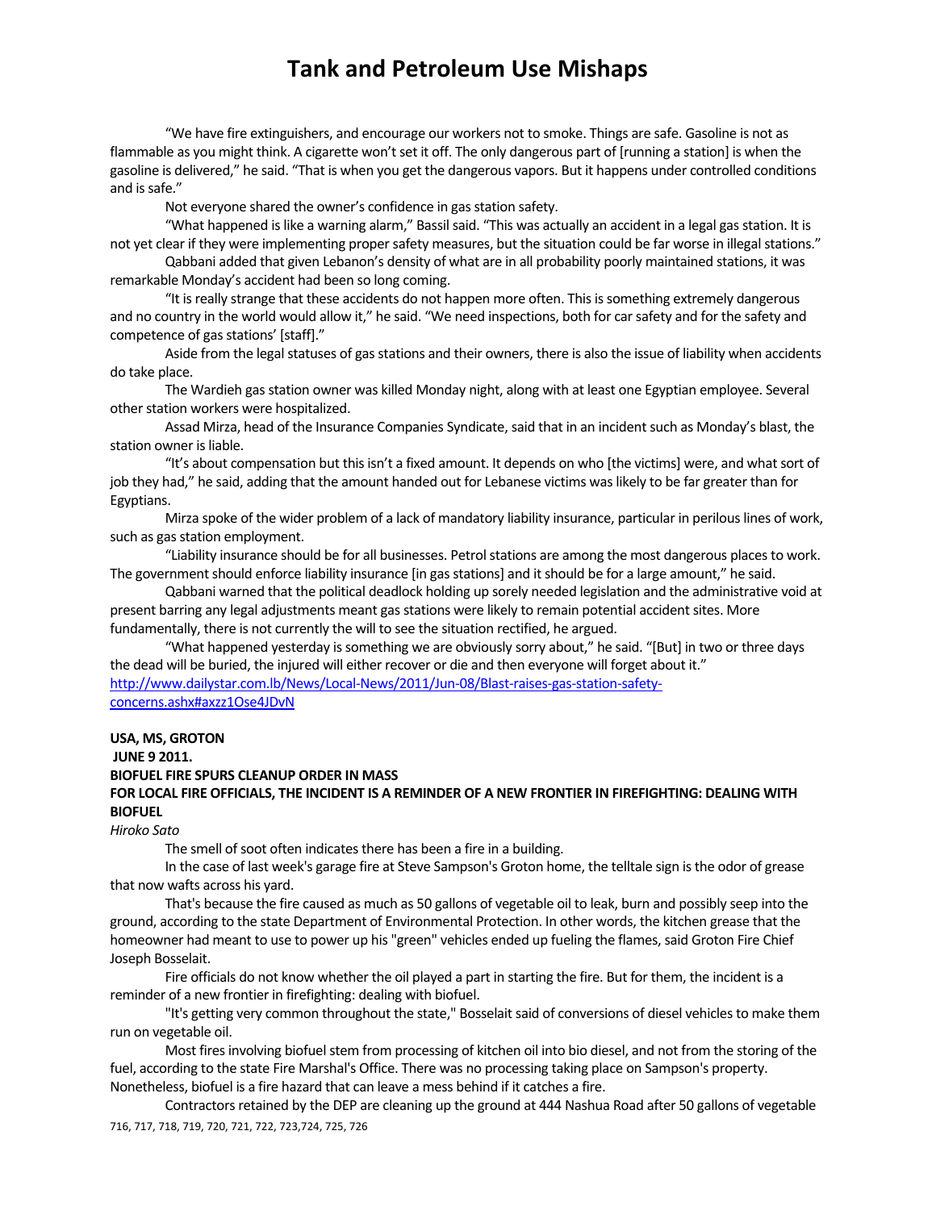"We have fire extinguishers, and encourage our workers not to smoke. Things are safe. Gasoline is not as flammable as you might think. A cigarette won't set it off. The only dangerous part of [running a station] is when the gasoline is delivered," he said. "That is when you get the dangerous vapors. But it happens under controlled conditions and is safe."

Not everyone shared the owner's confidence in gas station safety.

"What happened is like a warning alarm," Bassil said. "This was actually an accident in a legal gas station. It is not yet clear if they were implementing proper safety measures, but the situation could be far worse in illegal stations."

Qabbani added that given Lebanon's density of what are in all probability poorly maintained stations, it was remarkable Monday's accident had been so long coming.

"It is really strange that these accidents do not happen more often. This is something extremely dangerous and no country in the world would allow it," he said. "We need inspections, both for car safety and for the safety and competence of gas stations' [staff]."

Aside from the legal statuses of gas stations and their owners, there is also the issue of liability when accidents do take place.

The Wardieh gas station owner was killed Monday night, along with at least one Egyptian employee. Several other station workers were hospitalized.

Assad Mirza, head of the Insurance Companies Syndicate, said that in an incident such as Monday's blast, the station owner is liable.

"It's about compensation but this isn't a fixed amount. It depends on who [the victims] were, and what sort of job they had," he said, adding that the amount handed out for Lebanese victims was likely to be far greater than for Egyptians.

Mirza spoke of the wider problem of a lack of mandatory liability insurance, particular in perilous lines of work, such as gas station employment.

"Liability insurance should be for all businesses. Petrol stations are among the most dangerous places to work. The government should enforce liability insurance [in gas stations] and it should be for a large amount," he said.

Qabbani warned that the political deadlock holding up sorely needed legislation and the administrative void at present barring any legal adjustments meant gas stations were likely to remain potential accident sites. More fundamentally, there is not currently the will to see the situation rectified, he argued.

"What happened yesterday is something we are obviously sorry about," he said. "[But] in two or three days the dead will be buried, the injured will either recover or die and then everyone will forget about it."

http://www.dailystar.com.lb/News/Local-News/2011/Jun-08/Blast-raises-gas-station-safety-concerns.ashx#axzz1Ose4JDvN

**USA, MS, GROTON**

**JUNE 9 2011.**

**BIOFUEL FIRE SPURS CLEANUP ORDER IN MASS**

**FOR LOCAL FIRE OFFICIALS, THE INCIDENT IS A REMINDER OF A NEW FRONTIER IN FIREFIGHTING: DEALING WITH BIOFUEL**

*Hiroko Sato*

The smell of soot often indicates there has been a fire in a building.

In the case of last week's garage fire at Steve Sampson's Groton home, the telltale sign is the odor of grease that now wafts across his yard.

That's because the fire caused as much as 50 gallons of vegetable oil to leak, burn and possibly seep into the ground, according to the state Department of Environmental Protection. In other words, the kitchen grease that the homeowner had meant to use to power up his "green" vehicles ended up fueling the flames, said Groton Fire Chief Joseph Bosselait.

Fire officials do not know whether the oil played a part in starting the fire. But for them, the incident is a reminder of a new frontier in firefighting: dealing with biofuel.

"It's getting very common throughout the state," Bosselait said of conversions of diesel vehicles to make them run on vegetable oil.

Most fires involving biofuel stem from processing of kitchen oil into bio diesel, and not from the storing of the fuel, according to the state Fire Marshal's Office. There was no processing taking place on Sampson's property. Nonetheless, biofuel is a fire hazard that can leave a mess behind if it catches a fire.

Contractors retained by the DEP are cleaning up the ground at 444 Nashua Road after 50 gallons of vegetable

716, 717, 718, 719, 720, 721, 722, 723,724, 725, 726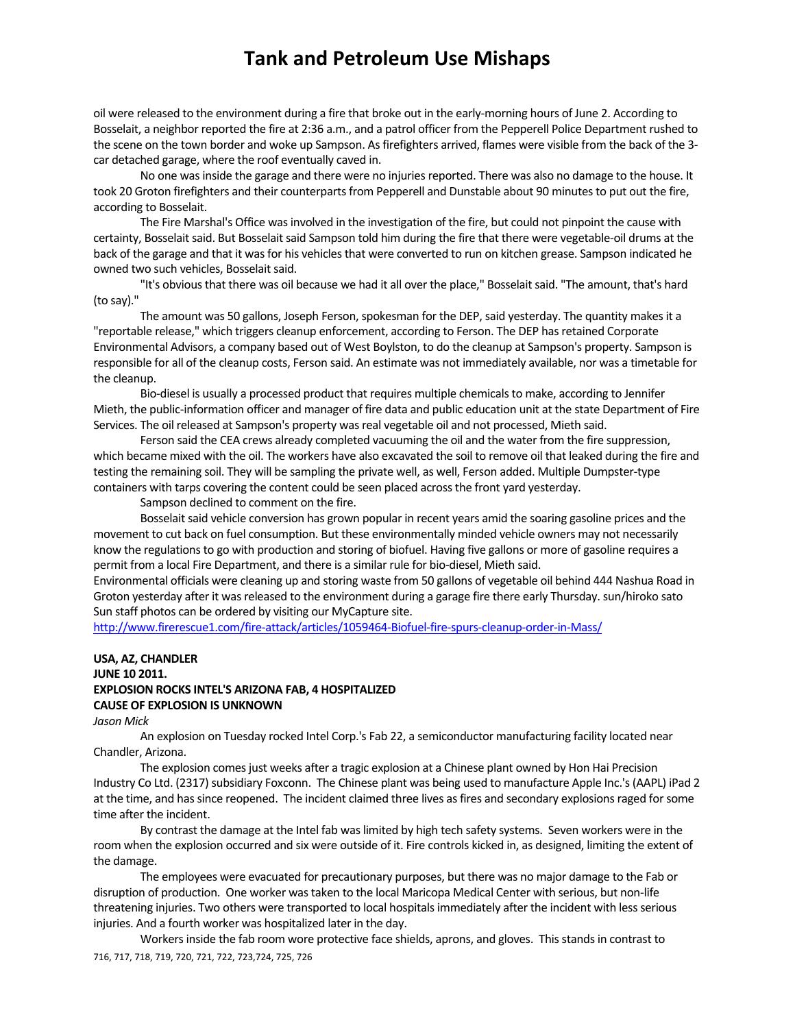oil were released to the environment during a fire that broke out in the early-morning hours of June 2. According to Bosselait, a neighbor reported the fire at 2:36 a.m., and a patrol officer from the Pepperell Police Department rushed to the scene on the town border and woke up Sampson. As firefighters arrived, flames were visible from the back of the 3-car detached garage, where the roof eventually caved in.

No one was inside the garage and there were no injuries reported. There was also no damage to the house. It took 20 Groton firefighters and their counterparts from Pepperell and Dunstable about 90 minutes to put out the fire, according to Bosselait.

The Fire Marshal's Office was involved in the investigation of the fire, but could not pinpoint the cause with certainty, Bosselait said. But Bosselait said Sampson told him during the fire that there were vegetable-oil drums at the back of the garage and that it was for his vehicles that were converted to run on kitchen grease. Sampson indicated he owned two such vehicles, Bosselait said.

"It's obvious that there was oil because we had it all over the place," Bosselait said. "The amount, that's hard (to say)."

The amount was 50 gallons, Joseph Ferson, spokesman for the DEP, said yesterday. The quantity makes it a "reportable release," which triggers cleanup enforcement, according to Ferson. The DEP has retained Corporate Environmental Advisors, a company based out of West Boylston, to do the cleanup at Sampson's property. Sampson is responsible for all of the cleanup costs, Ferson said. An estimate was not immediately available, nor was a timetable for the cleanup.

Bio-diesel is usually a processed product that requires multiple chemicals to make, according to Jennifer Mieth, the public-information officer and manager of fire data and public education unit at the state Department of Fire Services. The oil released at Sampson's property was real vegetable oil and not processed, Mieth said.

Ferson said the CEA crews already completed vacuuming the oil and the water from the fire suppression, which became mixed with the oil. The workers have also excavated the soil to remove oil that leaked during the fire and testing the remaining soil. They will be sampling the private well, as well, Ferson added. Multiple Dumpster-type containers with tarps covering the content could be seen placed across the front yard yesterday.

Sampson declined to comment on the fire.

Bosselait said vehicle conversion has grown popular in recent years amid the soaring gasoline prices and the movement to cut back on fuel consumption. But these environmentally minded vehicle owners may not necessarily know the regulations to go with production and storing of biofuel. Having five gallons or more of gasoline requires a permit from a local Fire Department, and there is a similar rule for bio-diesel, Mieth said.

Environmental officials were cleaning up and storing waste from 50 gallons of vegetable oil behind 444 Nashua Road in Groton yesterday after it was released to the environment during a garage fire there early Thursday. sun/hiroko sato Sun staff photos can be ordered by visiting our MyCapture site.

http://www.firerescue1.com/fire-attack/articles/1059464-Biofuel-fire-spurs-cleanup-order-in-Mass/

**USA, AZ, CHANDLER**
**JUNE 10 2011.**
**EXPLOSION ROCKS INTEL'S ARIZONA FAB, 4 HOSPITALIZED**
**CAUSE OF EXPLOSION IS UNKNOWN**

*Jason Mick*

An explosion on Tuesday rocked Intel Corp.'s Fab 22, a semiconductor manufacturing facility located near Chandler, Arizona.

The explosion comes just weeks after a tragic explosion at a Chinese plant owned by Hon Hai Precision Industry Co Ltd. (2317) subsidiary Foxconn. The Chinese plant was being used to manufacture Apple Inc.'s (AAPL) iPad 2 at the time, and has since reopened. The incident claimed three lives as fires and secondary explosions raged for some time after the incident.

By contrast the damage at the Intel fab was limited by high tech safety systems. Seven workers were in the room when the explosion occurred and six were outside of it. Fire controls kicked in, as designed, limiting the extent of the damage.

The employees were evacuated for precautionary purposes, but there was no major damage to the Fab or disruption of production. One worker was taken to the local Maricopa Medical Center with serious, but non-life threatening injuries. Two others were transported to local hospitals immediately after the incident with less serious injuries. And a fourth worker was hospitalized later in the day.

Workers inside the fab room wore protective face shields, aprons, and gloves. This stands in contrast to

716, 717, 718, 719, 720, 721, 722, 723,724, 725, 726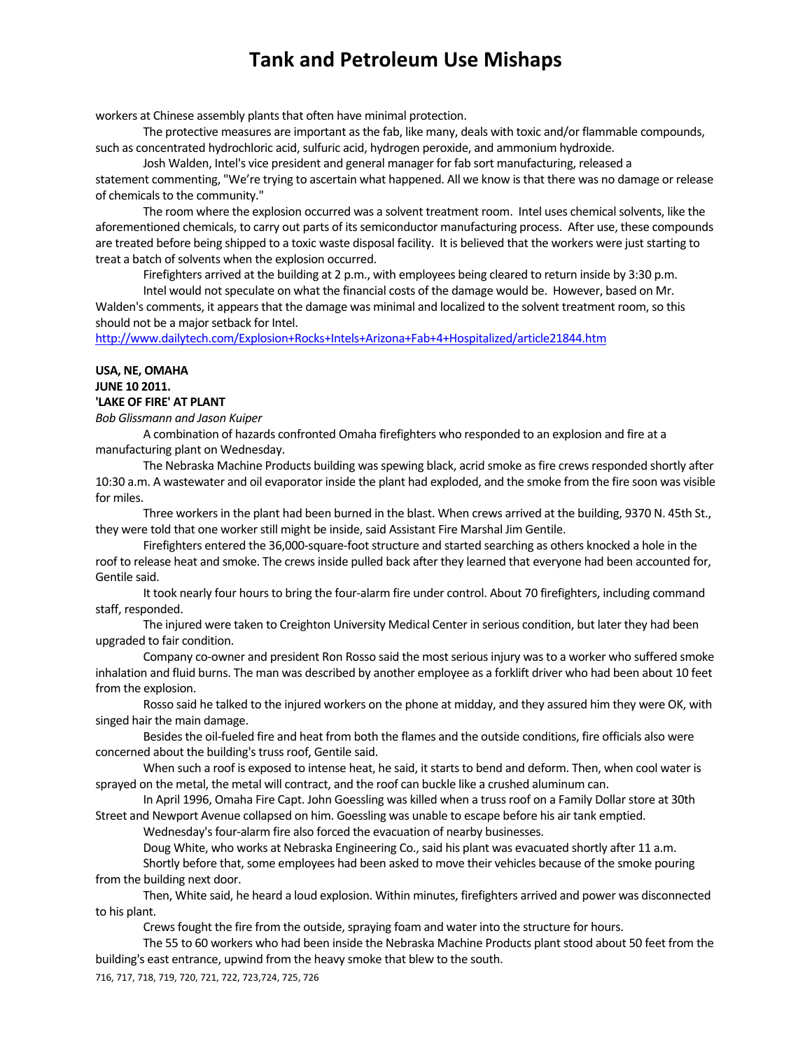workers at Chinese assembly plants that often have minimal protection.

The protective measures are important as the fab, like many, deals with toxic and/or flammable compounds, such as concentrated hydrochloric acid, sulfuric acid, hydrogen peroxide, and ammonium hydroxide.

Josh Walden, Intel's vice president and general manager for fab sort manufacturing, released a statement commenting, "We're trying to ascertain what happened. All we know is that there was no damage or release of chemicals to the community."

The room where the explosion occurred was a solvent treatment room. Intel uses chemical solvents, like the aforementioned chemicals, to carry out parts of its semiconductor manufacturing process. After use, these compounds are treated before being shipped to a toxic waste disposal facility. It is believed that the workers were just starting to treat a batch of solvents when the explosion occurred.

Firefighters arrived at the building at 2 p.m., with employees being cleared to return inside by 3:30 p.m.

Intel would not speculate on what the financial costs of the damage would be. However, based on Mr. Walden's comments, it appears that the damage was minimal and localized to the solvent treatment room, so this should not be a major setback for Intel.

http://www.dailytech.com/Explosion+Rocks+Intels+Arizona+Fab+4+Hospitalized/article21844.htm

**USA, NE, OMAHA**
**JUNE 10 2011.**
**'LAKE OF FIRE' AT PLANT**

*Bob Glissmann and Jason Kuiper*

A combination of hazards confronted Omaha firefighters who responded to an explosion and fire at a manufacturing plant on Wednesday.

The Nebraska Machine Products building was spewing black, acrid smoke as fire crews responded shortly after 10:30 a.m. A wastewater and oil evaporator inside the plant had exploded, and the smoke from the fire soon was visible for miles.

Three workers in the plant had been burned in the blast. When crews arrived at the building, 9370 N. 45th St., they were told that one worker still might be inside, said Assistant Fire Marshal Jim Gentile.

Firefighters entered the 36,000-square-foot structure and started searching as others knocked a hole in the roof to release heat and smoke. The crews inside pulled back after they learned that everyone had been accounted for, Gentile said.

It took nearly four hours to bring the four-alarm fire under control. About 70 firefighters, including command staff, responded.

The injured were taken to Creighton University Medical Center in serious condition, but later they had been upgraded to fair condition.

Company co-owner and president Ron Rosso said the most serious injury was to a worker who suffered smoke inhalation and fluid burns. The man was described by another employee as a forklift driver who had been about 10 feet from the explosion.

Rosso said he talked to the injured workers on the phone at midday, and they assured him they were OK, with singed hair the main damage.

Besides the oil-fueled fire and heat from both the flames and the outside conditions, fire officials also were concerned about the building's truss roof, Gentile said.

When such a roof is exposed to intense heat, he said, it starts to bend and deform. Then, when cool water is sprayed on the metal, the metal will contract, and the roof can buckle like a crushed aluminum can.

In April 1996, Omaha Fire Capt. John Goessling was killed when a truss roof on a Family Dollar store at 30th Street and Newport Avenue collapsed on him. Goessling was unable to escape before his air tank emptied.

Wednesday's four-alarm fire also forced the evacuation of nearby businesses.

Doug White, who works at Nebraska Engineering Co., said his plant was evacuated shortly after 11 a.m.

Shortly before that, some employees had been asked to move their vehicles because of the smoke pouring from the building next door.

Then, White said, he heard a loud explosion. Within minutes, firefighters arrived and power was disconnected to his plant.

Crews fought the fire from the outside, spraying foam and water into the structure for hours.

The 55 to 60 workers who had been inside the Nebraska Machine Products plant stood about 50 feet from the building's east entrance, upwind from the heavy smoke that blew to the south.

716, 717, 718, 719, 720, 721, 722, 723,724, 725, 726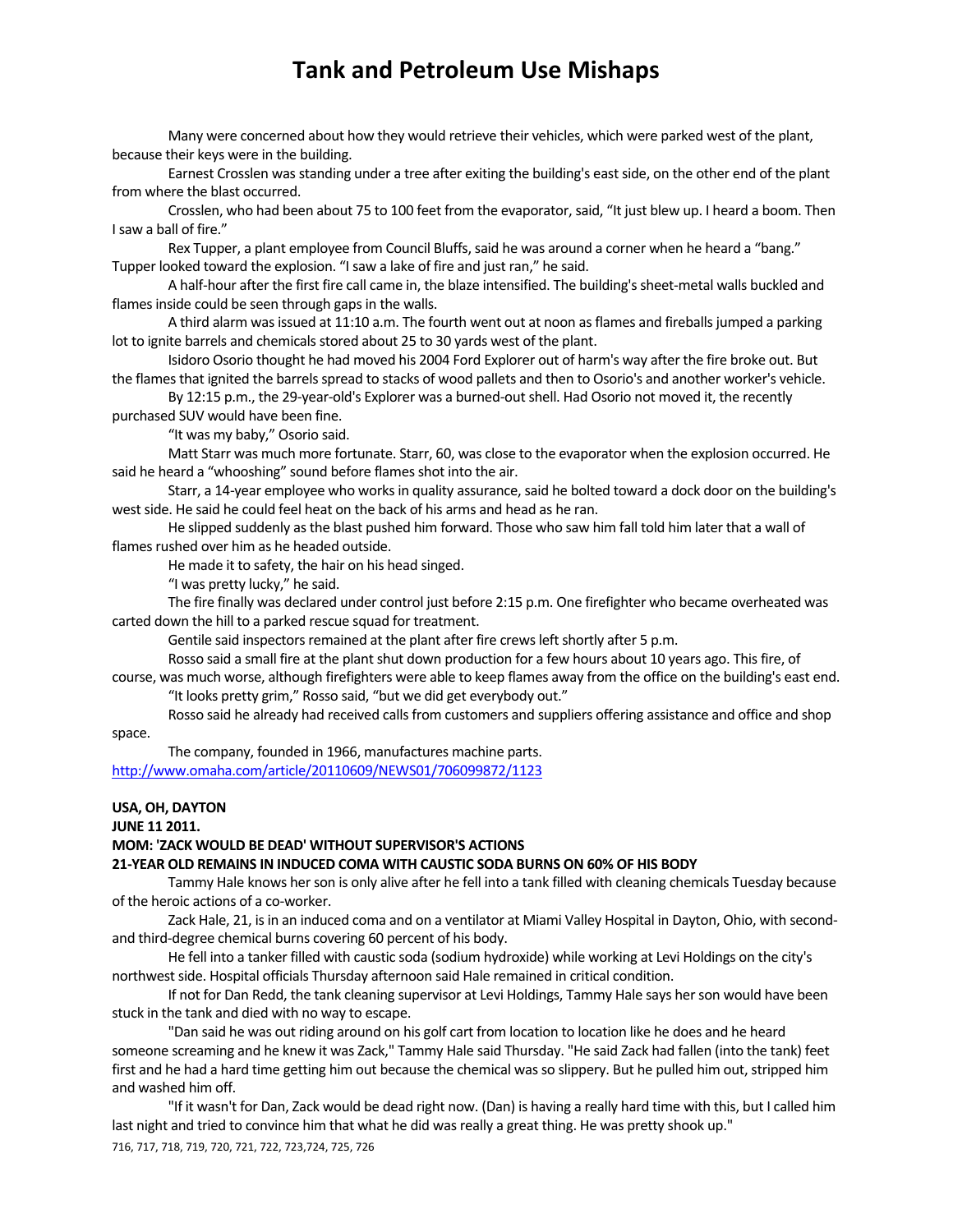Many were concerned about how they would retrieve their vehicles, which were parked west of the plant, because their keys were in the building.

Earnest Crosslen was standing under a tree after exiting the building's east side, on the other end of the plant from where the blast occurred.

Crosslen, who had been about 75 to 100 feet from the evaporator, said, “It just blew up. I heard a boom. Then I saw a ball of fire.”

Rex Tupper, a plant employee from Council Bluffs, said he was around a corner when he heard a “bang.” Tupper looked toward the explosion. “I saw a lake of fire and just ran,” he said.

A half-hour after the first fire call came in, the blaze intensified. The building's sheet-metal walls buckled and flames inside could be seen through gaps in the walls.

A third alarm was issued at 11:10 a.m. The fourth went out at noon as flames and fireballs jumped a parking lot to ignite barrels and chemicals stored about 25 to 30 yards west of the plant.

Isidoro Osorio thought he had moved his 2004 Ford Explorer out of harm's way after the fire broke out. But the flames that ignited the barrels spread to stacks of wood pallets and then to Osorio's and another worker's vehicle.

By 12:15 p.m., the 29-year-old's Explorer was a burned-out shell. Had Osorio not moved it, the recently purchased SUV would have been fine.

“It was my baby,” Osorio said.

Matt Starr was much more fortunate. Starr, 60, was close to the evaporator when the explosion occurred. He said he heard a “whooshing” sound before flames shot into the air.

Starr, a 14-year employee who works in quality assurance, said he bolted toward a dock door on the building's west side. He said he could feel heat on the back of his arms and head as he ran.

He slipped suddenly as the blast pushed him forward. Those who saw him fall told him later that a wall of flames rushed over him as he headed outside.

He made it to safety, the hair on his head singed.

“I was pretty lucky,” he said.

The fire finally was declared under control just before 2:15 p.m. One firefighter who became overheated was carted down the hill to a parked rescue squad for treatment.

Gentile said inspectors remained at the plant after fire crews left shortly after 5 p.m.

Rosso said a small fire at the plant shut down production for a few hours about 10 years ago. This fire, of course, was much worse, although firefighters were able to keep flames away from the office on the building's east end.

“It looks pretty grim,” Rosso said, “but we did get everybody out.”

Rosso said he already had received calls from customers and suppliers offering assistance and office and shop space.

The company, founded in 1966, manufactures machine parts.

http://www.omaha.com/article/20110609/NEWS01/706099872/1123

**USA, OH, DAYTON**

**JUNE 11 2011.**

**MOM: 'ZACK WOULD BE DEAD' WITHOUT SUPERVISOR'S ACTIONS**

**21-YEAR OLD REMAINS IN INDUCED COMA WITH CAUSTIC SODA BURNS ON 60% OF HIS BODY**

Tammy Hale knows her son is only alive after he fell into a tank filled with cleaning chemicals Tuesday because of the heroic actions of a co-worker.

Zack Hale, 21, is in an induced coma and on a ventilator at Miami Valley Hospital in Dayton, Ohio, with second- and third-degree chemical burns covering 60 percent of his body.

He fell into a tanker filled with caustic soda (sodium hydroxide) while working at Levi Holdings on the city's northwest side. Hospital officials Thursday afternoon said Hale remained in critical condition.

If not for Dan Redd, the tank cleaning supervisor at Levi Holdings, Tammy Hale says her son would have been stuck in the tank and died with no way to escape.

"Dan said he was out riding around on his golf cart from location to location like he does and he heard someone screaming and he knew it was Zack," Tammy Hale said Thursday. "He said Zack had fallen (into the tank) feet first and he had a hard time getting him out because the chemical was so slippery. But he pulled him out, stripped him and washed him off.

"If it wasn't for Dan, Zack would be dead right now. (Dan) is having a really hard time with this, but I called him last night and tried to convince him that what he did was really a great thing. He was pretty shook up."

716, 717, 718, 719, 720, 721, 722, 723,724, 725, 726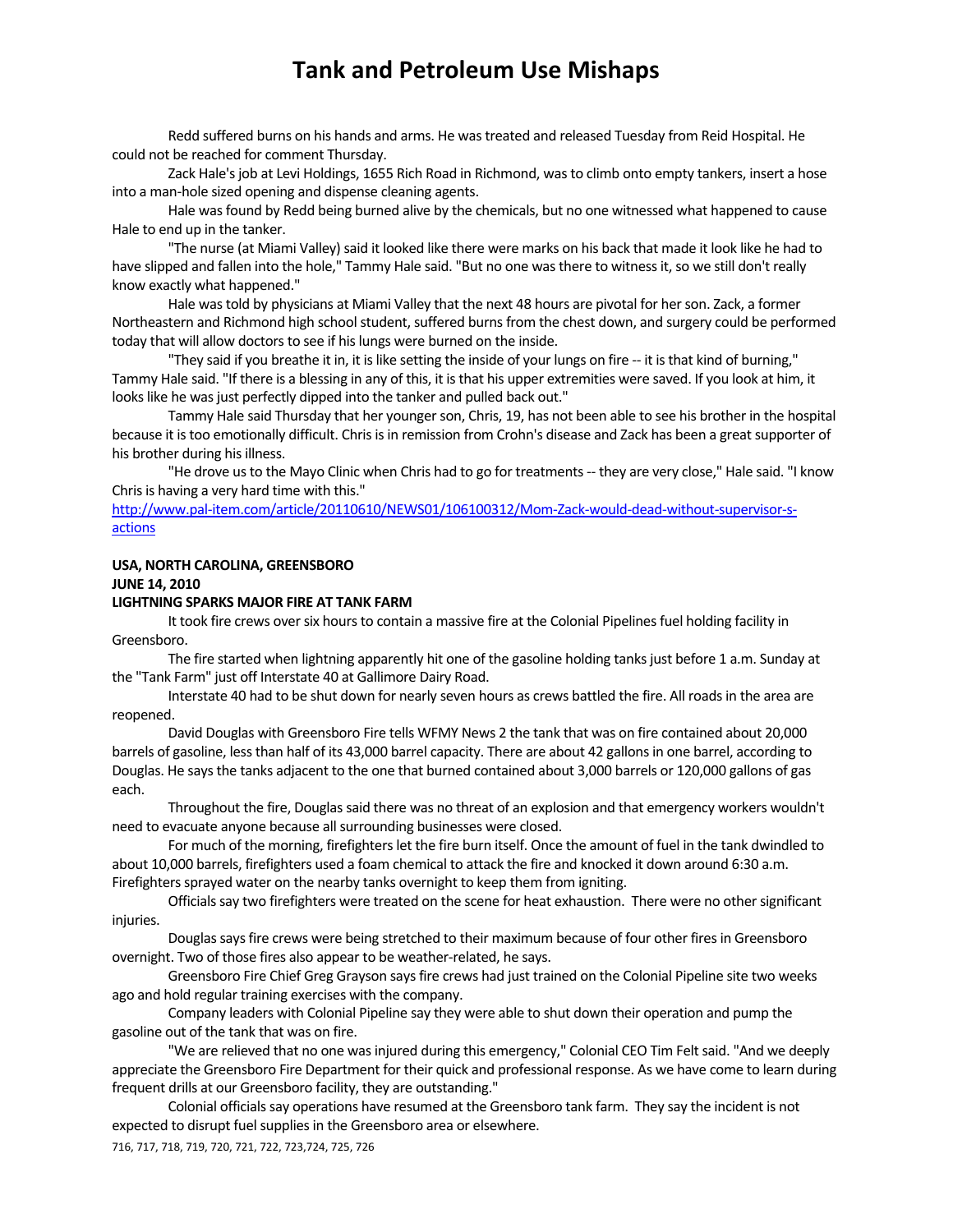Redd suffered burns on his hands and arms. He was treated and released Tuesday from Reid Hospital. He could not be reached for comment Thursday.

Zack Hale's job at Levi Holdings, 1655 Rich Road in Richmond, was to climb onto empty tankers, insert a hose into a man-hole sized opening and dispense cleaning agents.

Hale was found by Redd being burned alive by the chemicals, but no one witnessed what happened to cause Hale to end up in the tanker.

"The nurse (at Miami Valley) said it looked like there were marks on his back that made it look like he had to have slipped and fallen into the hole," Tammy Hale said. "But no one was there to witness it, so we still don't really know exactly what happened."

Hale was told by physicians at Miami Valley that the next 48 hours are pivotal for her son. Zack, a former Northeastern and Richmond high school student, suffered burns from the chest down, and surgery could be performed today that will allow doctors to see if his lungs were burned on the inside.

"They said if you breathe it in, it is like setting the inside of your lungs on fire -- it is that kind of burning," Tammy Hale said. "If there is a blessing in any of this, it is that his upper extremities were saved. If you look at him, it looks like he was just perfectly dipped into the tanker and pulled back out."

Tammy Hale said Thursday that her younger son, Chris, 19, has not been able to see his brother in the hospital because it is too emotionally difficult. Chris is in remission from Crohn's disease and Zack has been a great supporter of his brother during his illness.

"He drove us to the Mayo Clinic when Chris had to go for treatments -- they are very close," Hale said. "I know Chris is having a very hard time with this."

http://www.pal-item.com/article/20110610/NEWS01/106100312/Mom-Zack-would-dead-without-supervisor-s-actions

**USA, NORTH CAROLINA, GREENSBORO**
**JUNE 14, 2010**
**LIGHTNING SPARKS MAJOR FIRE AT TANK FARM**

It took fire crews over six hours to contain a massive fire at the Colonial Pipelines fuel holding facility in Greensboro.

The fire started when lightning apparently hit one of the gasoline holding tanks just before 1 a.m. Sunday at the "Tank Farm" just off Interstate 40 at Gallimore Dairy Road.

Interstate 40 had to be shut down for nearly seven hours as crews battled the fire. All roads in the area are reopened.

David Douglas with Greensboro Fire tells WFMY News 2 the tank that was on fire contained about 20,000 barrels of gasoline, less than half of its 43,000 barrel capacity. There are about 42 gallons in one barrel, according to Douglas. He says the tanks adjacent to the one that burned contained about 3,000 barrels or 120,000 gallons of gas each.

Throughout the fire, Douglas said there was no threat of an explosion and that emergency workers wouldn't need to evacuate anyone because all surrounding businesses were closed.

For much of the morning, firefighters let the fire burn itself. Once the amount of fuel in the tank dwindled to about 10,000 barrels, firefighters used a foam chemical to attack the fire and knocked it down around 6:30 a.m. Firefighters sprayed water on the nearby tanks overnight to keep them from igniting.

Officials say two firefighters were treated on the scene for heat exhaustion. There were no other significant injuries.

Douglas says fire crews were being stretched to their maximum because of four other fires in Greensboro overnight. Two of those fires also appear to be weather-related, he says.

Greensboro Fire Chief Greg Grayson says fire crews had just trained on the Colonial Pipeline site two weeks ago and hold regular training exercises with the company.

Company leaders with Colonial Pipeline say they were able to shut down their operation and pump the gasoline out of the tank that was on fire.

"We are relieved that no one was injured during this emergency," Colonial CEO Tim Felt said. "And we deeply appreciate the Greensboro Fire Department for their quick and professional response. As we have come to learn during frequent drills at our Greensboro facility, they are outstanding."

Colonial officials say operations have resumed at the Greensboro tank farm. They say the incident is not expected to disrupt fuel supplies in the Greensboro area or elsewhere.

716, 717, 718, 719, 720, 721, 722, 723,724, 725, 726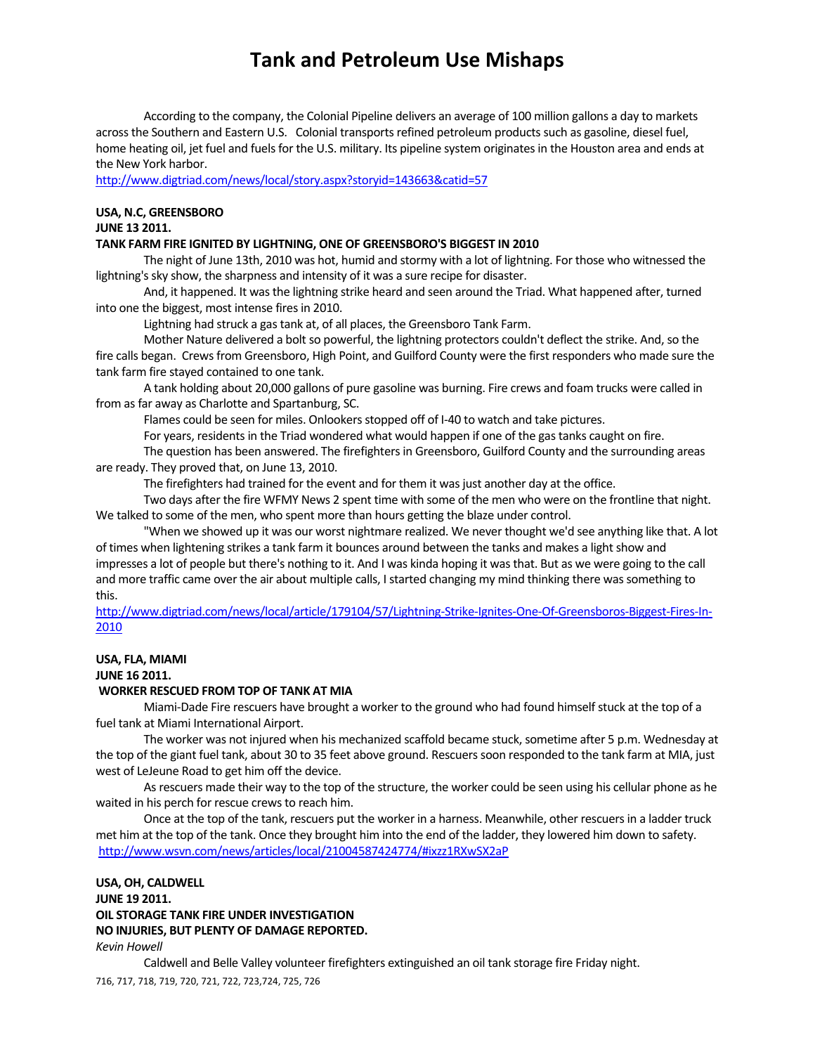According to the company, the Colonial Pipeline delivers an average of 100 million gallons a day to markets across the Southern and Eastern U.S. Colonial transports refined petroleum products such as gasoline, diesel fuel, home heating oil, jet fuel and fuels for the U.S. military. Its pipeline system originates in the Houston area and ends at the New York harbor.
http://www.digtriad.com/news/local/story.aspx?storyid=143663&catid=57

**USA, N.C, GREENSBORO**
**JUNE 13 2011.**
**TANK FARM FIRE IGNITED BY LIGHTNING, ONE OF GREENSBORO'S BIGGEST IN 2010**

The night of June 13th, 2010 was hot, humid and stormy with a lot of lightning. For those who witnessed the lightning's sky show, the sharpness and intensity of it was a sure recipe for disaster.

And, it happened. It was the lightning strike heard and seen around the Triad. What happened after, turned into one the biggest, most intense fires in 2010.

Lightning had struck a gas tank at, of all places, the Greensboro Tank Farm.

Mother Nature delivered a bolt so powerful, the lightning protectors couldn't deflect the strike. And, so the fire calls began. Crews from Greensboro, High Point, and Guilford County were the first responders who made sure the tank farm fire stayed contained to one tank.

A tank holding about 20,000 gallons of pure gasoline was burning. Fire crews and foam trucks were called in from as far away as Charlotte and Spartanburg, SC.

Flames could be seen for miles. Onlookers stopped off of I-40 to watch and take pictures.

For years, residents in the Triad wondered what would happen if one of the gas tanks caught on fire.

The question has been answered. The firefighters in Greensboro, Guilford County and the surrounding areas are ready. They proved that, on June 13, 2010.

The firefighters had trained for the event and for them it was just another day at the office.

Two days after the fire WFMY News 2 spent time with some of the men who were on the frontline that night. We talked to some of the men, who spent more than hours getting the blaze under control.

"When we showed up it was our worst nightmare realized. We never thought we'd see anything like that. A lot of times when lightening strikes a tank farm it bounces around between the tanks and makes a light show and impresses a lot of people but there's nothing to it. And I was kinda hoping it was that. But as we were going to the call and more traffic came over the air about multiple calls, I started changing my mind thinking there was something to this.
http://www.digtriad.com/news/local/article/179104/57/Lightning-Strike-Ignites-One-Of-Greensboros-Biggest-Fires-In-2010

**USA, FLA, MIAMI**
**JUNE 16 2011.**
**WORKER RESCUED FROM TOP OF TANK AT MIA**

Miami-Dade Fire rescuers have brought a worker to the ground who had found himself stuck at the top of a fuel tank at Miami International Airport.

The worker was not injured when his mechanized scaffold became stuck, sometime after 5 p.m. Wednesday at the top of the giant fuel tank, about 30 to 35 feet above ground. Rescuers soon responded to the tank farm at MIA, just west of LeJeune Road to get him off the device.

As rescuers made their way to the top of the structure, the worker could be seen using his cellular phone as he waited in his perch for rescue crews to reach him.

Once at the top of the tank, rescuers put the worker in a harness. Meanwhile, other rescuers in a ladder truck met him at the top of the tank. Once they brought him into the end of the ladder, they lowered him down to safety.
http://www.wsvn.com/news/articles/local/21004587424774/#ixzz1RXwSX2aP

**USA, OH, CALDWELL**
**JUNE 19 2011.**
**OIL STORAGE TANK FIRE UNDER INVESTIGATION**
**NO INJURIES, BUT PLENTY OF DAMAGE REPORTED.**
*Kevin Howell*

Caldwell and Belle Valley volunteer firefighters extinguished an oil tank storage fire Friday night.

716, 717, 718, 719, 720, 721, 722, 723,724, 725, 726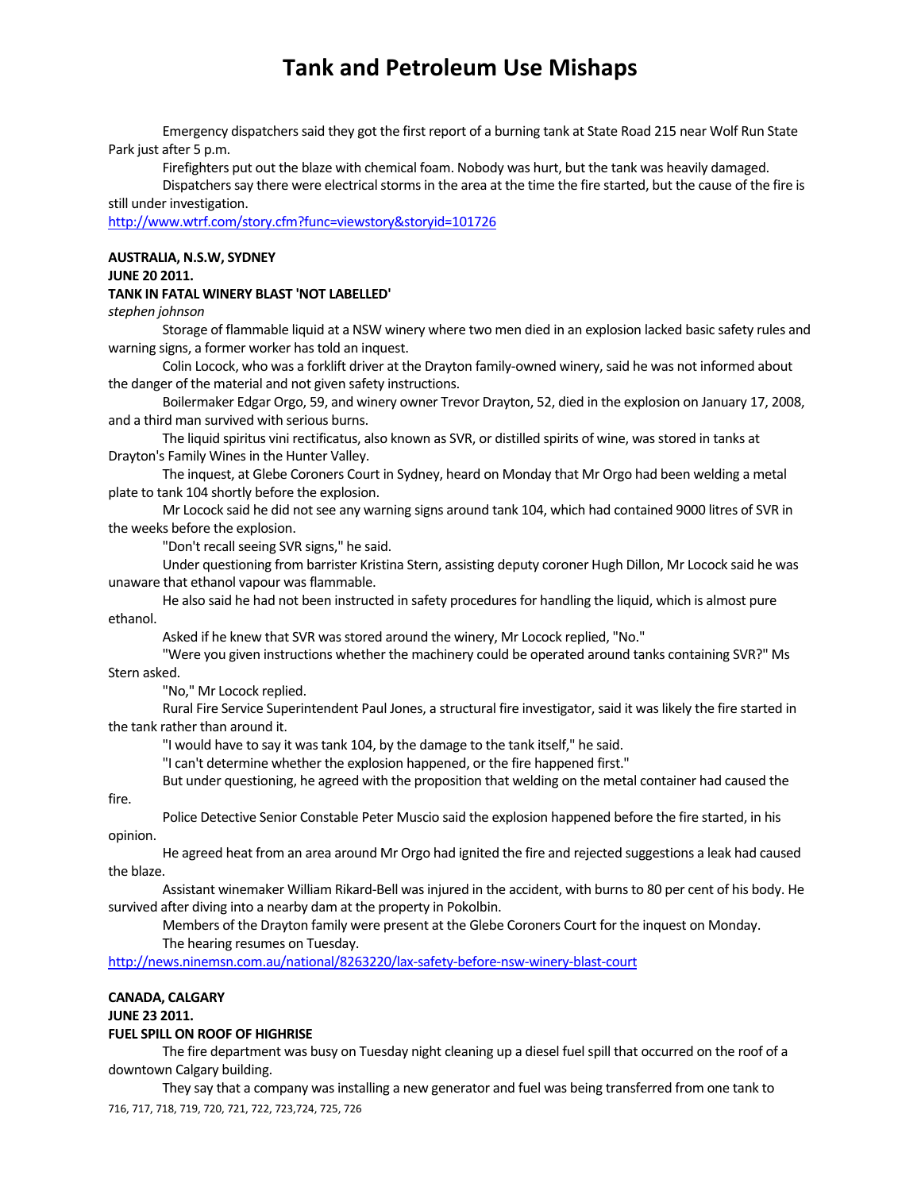Emergency dispatchers said they got the first report of a burning tank at State Road 215 near Wolf Run State Park just after 5 p.m.

Firefighters put out the blaze with chemical foam. Nobody was hurt, but the tank was heavily damaged.

Dispatchers say there were electrical storms in the area at the time the fire started, but the cause of the fire is still under investigation.

http://www.wtrf.com/story.cfm?func=viewstory&storyid=101726

**AUSTRALIA, N.S.W, SYDNEY**
**JUNE 20 2011.**
**TANK IN FATAL WINERY BLAST 'NOT LABELLED'**
*stephen johnson*

Storage of flammable liquid at a NSW winery where two men died in an explosion lacked basic safety rules and warning signs, a former worker has told an inquest.

Colin Locock, who was a forklift driver at the Drayton family-owned winery, said he was not informed about the danger of the material and not given safety instructions.

Boilermaker Edgar Orgo, 59, and winery owner Trevor Drayton, 52, died in the explosion on January 17, 2008, and a third man survived with serious burns.

The liquid spiritus vini rectificatus, also known as SVR, or distilled spirits of wine, was stored in tanks at Drayton's Family Wines in the Hunter Valley.

The inquest, at Glebe Coroners Court in Sydney, heard on Monday that Mr Orgo had been welding a metal plate to tank 104 shortly before the explosion.

Mr Locock said he did not see any warning signs around tank 104, which had contained 9000 litres of SVR in the weeks before the explosion.

"Don't recall seeing SVR signs," he said.

Under questioning from barrister Kristina Stern, assisting deputy coroner Hugh Dillon, Mr Locock said he was unaware that ethanol vapour was flammable.

He also said he had not been instructed in safety procedures for handling the liquid, which is almost pure ethanol.

Asked if he knew that SVR was stored around the winery, Mr Locock replied, "No."

"Were you given instructions whether the machinery could be operated around tanks containing SVR?" Ms Stern asked.

"No," Mr Locock replied.

Rural Fire Service Superintendent Paul Jones, a structural fire investigator, said it was likely the fire started in the tank rather than around it.

"I would have to say it was tank 104, by the damage to the tank itself," he said.

"I can't determine whether the explosion happened, or the fire happened first."

But under questioning, he agreed with the proposition that welding on the metal container had caused the fire.

Police Detective Senior Constable Peter Muscio said the explosion happened before the fire started, in his opinion.

He agreed heat from an area around Mr Orgo had ignited the fire and rejected suggestions a leak had caused the blaze.

Assistant winemaker William Rikard-Bell was injured in the accident, with burns to 80 per cent of his body. He survived after diving into a nearby dam at the property in Pokolbin.

Members of the Drayton family were present at the Glebe Coroners Court for the inquest on Monday.

The hearing resumes on Tuesday.

http://news.ninemsn.com.au/national/8263220/lax-safety-before-nsw-winery-blast-court

**CANADA, CALGARY**
**JUNE 23 2011.**
**FUEL SPILL ON ROOF OF HIGHRISE**

The fire department was busy on Tuesday night cleaning up a diesel fuel spill that occurred on the roof of a downtown Calgary building.

They say that a company was installing a new generator and fuel was being transferred from one tank to

716, 717, 718, 719, 720, 721, 722, 723,724, 725, 726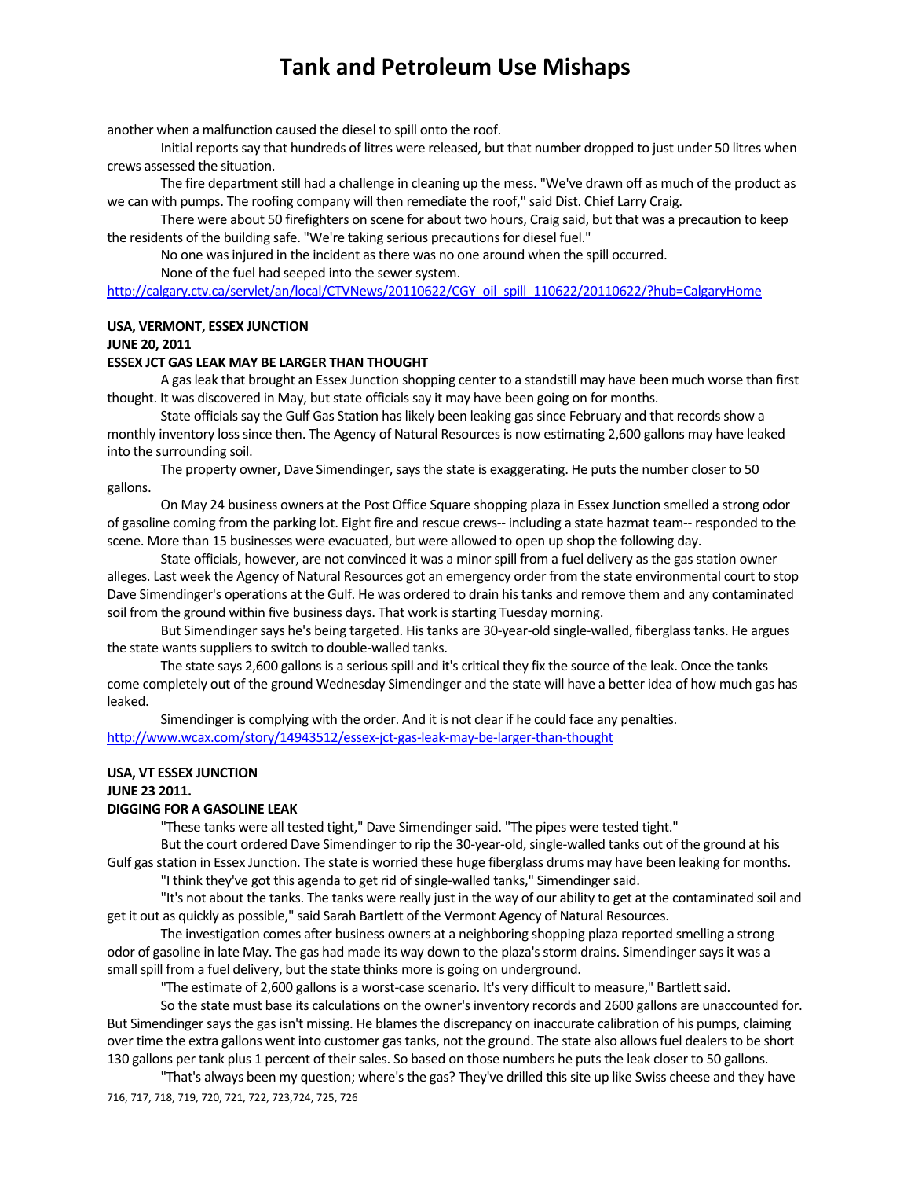another when a malfunction caused the diesel to spill onto the roof.

Initial reports say that hundreds of litres were released, but that number dropped to just under 50 litres when crews assessed the situation.

The fire department still had a challenge in cleaning up the mess. "We've drawn off as much of the product as we can with pumps. The roofing company will then remediate the roof," said Dist. Chief Larry Craig.

There were about 50 firefighters on scene for about two hours, Craig said, but that was a precaution to keep the residents of the building safe. "We're taking serious precautions for diesel fuel."

No one was injured in the incident as there was no one around when the spill occurred.

None of the fuel had seeped into the sewer system.

http://calgary.ctv.ca/servlet/an/local/CTVNews/20110622/CGY_oil_spill_110622/20110622/?hub=CalgaryHome

**USA, VERMONT, ESSEX JUNCTION**
**JUNE 20, 2011**
**ESSEX JCT GAS LEAK MAY BE LARGER THAN THOUGHT**

A gas leak that brought an Essex Junction shopping center to a standstill may have been much worse than first thought. It was discovered in May, but state officials say it may have been going on for months.

State officials say the Gulf Gas Station has likely been leaking gas since February and that records show a monthly inventory loss since then. The Agency of Natural Resources is now estimating 2,600 gallons may have leaked into the surrounding soil.

The property owner, Dave Simendinger, says the state is exaggerating. He puts the number closer to 50 gallons.

On May 24 business owners at the Post Office Square shopping plaza in Essex Junction smelled a strong odor of gasoline coming from the parking lot. Eight fire and rescue crews-- including a state hazmat team-- responded to the scene. More than 15 businesses were evacuated, but were allowed to open up shop the following day.

State officials, however, are not convinced it was a minor spill from a fuel delivery as the gas station owner alleges. Last week the Agency of Natural Resources got an emergency order from the state environmental court to stop Dave Simendinger's operations at the Gulf. He was ordered to drain his tanks and remove them and any contaminated soil from the ground within five business days. That work is starting Tuesday morning.

But Simendinger says he's being targeted. His tanks are 30-year-old single-walled, fiberglass tanks. He argues the state wants suppliers to switch to double-walled tanks.

The state says 2,600 gallons is a serious spill and it's critical they fix the source of the leak. Once the tanks come completely out of the ground Wednesday Simendinger and the state will have a better idea of how much gas has leaked.

Simendinger is complying with the order. And it is not clear if he could face any penalties.

http://www.wcax.com/story/14943512/essex-jct-gas-leak-may-be-larger-than-thought

**USA, VT ESSEX JUNCTION**
**JUNE 23 2011.**
**DIGGING FOR A GASOLINE LEAK**

"These tanks were all tested tight," Dave Simendinger said. "The pipes were tested tight."

But the court ordered Dave Simendinger to rip the 30-year-old, single-walled tanks out of the ground at his Gulf gas station in Essex Junction. The state is worried these huge fiberglass drums may have been leaking for months.

"I think they've got this agenda to get rid of single-walled tanks," Simendinger said.

"It's not about the tanks. The tanks were really just in the way of our ability to get at the contaminated soil and get it out as quickly as possible," said Sarah Bartlett of the Vermont Agency of Natural Resources.

The investigation comes after business owners at a neighboring shopping plaza reported smelling a strong odor of gasoline in late May. The gas had made its way down to the plaza's storm drains. Simendinger says it was a small spill from a fuel delivery, but the state thinks more is going on underground.

"The estimate of 2,600 gallons is a worst-case scenario. It's very difficult to measure," Bartlett said.

So the state must base its calculations on the owner's inventory records and 2600 gallons are unaccounted for. But Simendinger says the gas isn't missing. He blames the discrepancy on inaccurate calibration of his pumps, claiming over time the extra gallons went into customer gas tanks, not the ground. The state also allows fuel dealers to be short 130 gallons per tank plus 1 percent of their sales. So based on those numbers he puts the leak closer to 50 gallons.

"That's always been my question; where's the gas? They've drilled this site up like Swiss cheese and they have

716, 717, 718, 719, 720, 721, 722, 723,724, 725, 726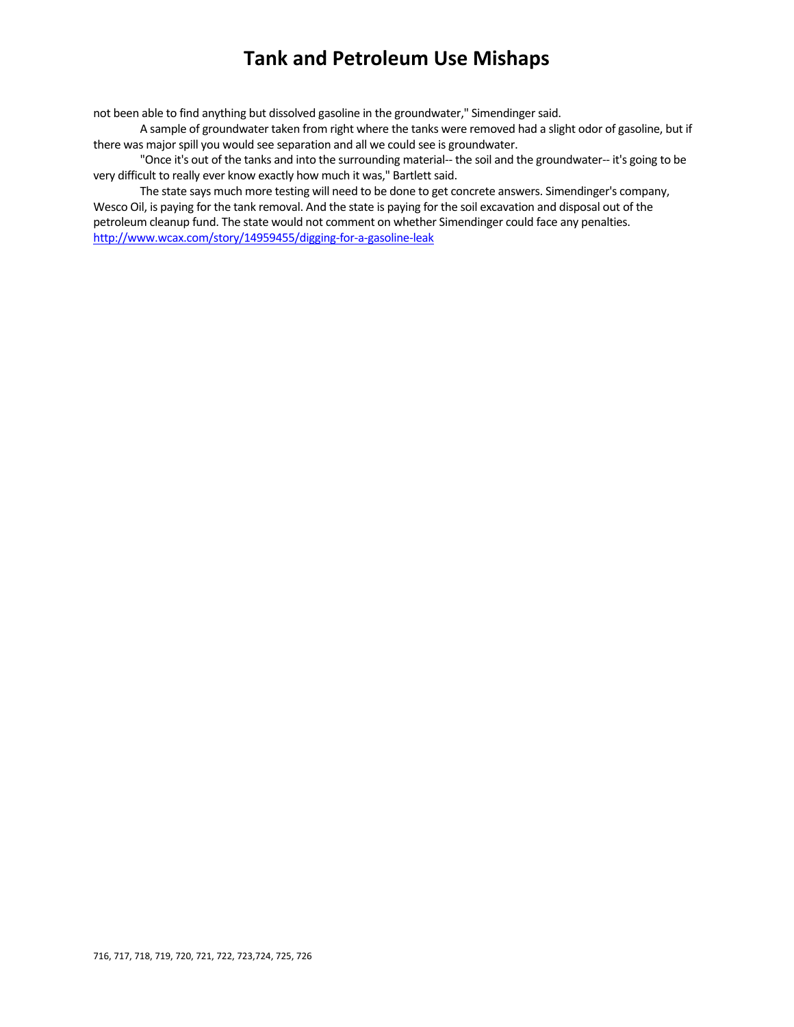not been able to find anything but dissolved gasoline in the groundwater," Simendinger said.

A sample of groundwater taken from right where the tanks were removed had a slight odor of gasoline, but if there was major spill you would see separation and all we could see is groundwater.

"Once it's out of the tanks and into the surrounding material-- the soil and the groundwater-- it's going to be very difficult to really ever know exactly how much it was," Bartlett said.

The state says much more testing will need to be done to get concrete answers. Simendinger's company, Wesco Oil, is paying for the tank removal. And the state is paying for the soil excavation and disposal out of the petroleum cleanup fund. The state would not comment on whether Simendinger could face any penalties.
http://www.wcax.com/story/14959455/digging-for-a-gasoline-leak

716, 717, 718, 719, 720, 721, 722, 723,724, 725, 726